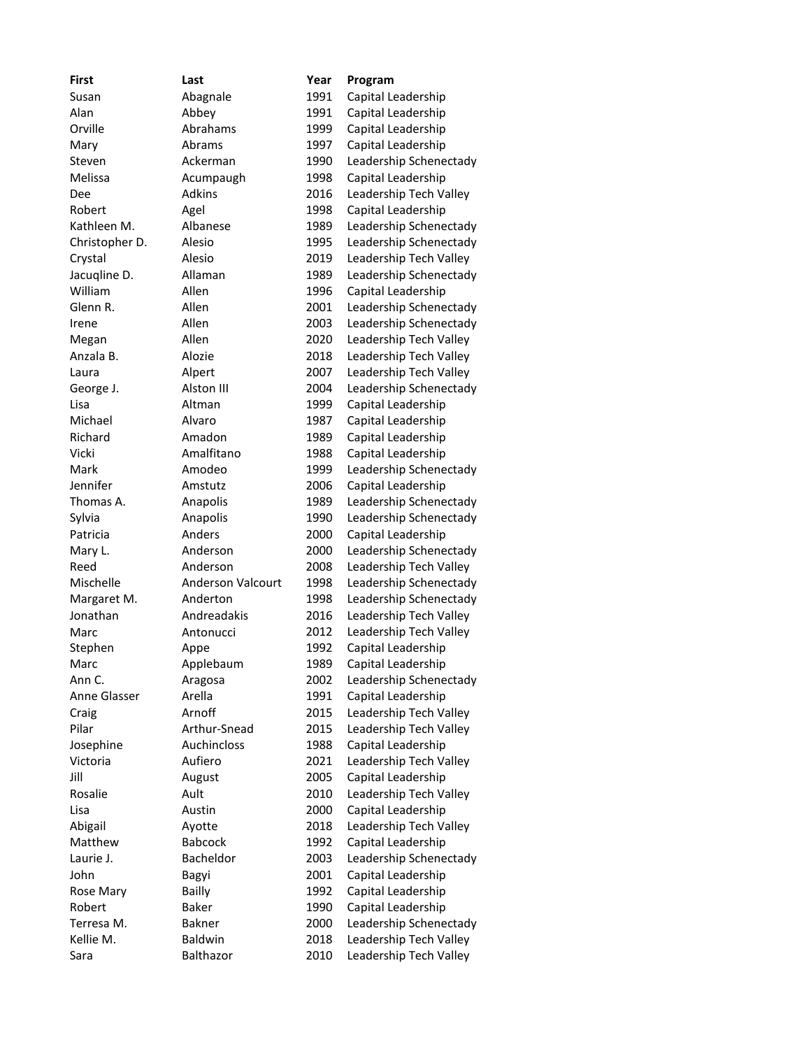| First | Last | Year | Program |
| --- | --- | --- | --- |
| Susan | Abagnale | 1991 | Capital Leadership |
| Alan | Abbey | 1991 | Capital Leadership |
| Orville | Abrahams | 1999 | Capital Leadership |
| Mary | Abrams | 1997 | Capital Leadership |
| Steven | Ackerman | 1990 | Leadership Schenectady |
| Melissa | Acumpaugh | 1998 | Capital Leadership |
| Dee | Adkins | 2016 | Leadership Tech Valley |
| Robert | Agel | 1998 | Capital Leadership |
| Kathleen M. | Albanese | 1989 | Leadership Schenectady |
| Christopher D. | Alesio | 1995 | Leadership Schenectady |
| Crystal | Alesio | 2019 | Leadership Tech Valley |
| Jacuqline D. | Allaman | 1989 | Leadership Schenectady |
| William | Allen | 1996 | Capital Leadership |
| Glenn R. | Allen | 2001 | Leadership Schenectady |
| Irene | Allen | 2003 | Leadership Schenectady |
| Megan | Allen | 2020 | Leadership Tech Valley |
| Anzala B. | Alozie | 2018 | Leadership Tech Valley |
| Laura | Alpert | 2007 | Leadership Tech Valley |
| George J. | Alston III | 2004 | Leadership Schenectady |
| Lisa | Altman | 1999 | Capital Leadership |
| Michael | Alvaro | 1987 | Capital Leadership |
| Richard | Amadon | 1989 | Capital Leadership |
| Vicki | Amalfitano | 1988 | Capital Leadership |
| Mark | Amodeo | 1999 | Leadership Schenectady |
| Jennifer | Amstutz | 2006 | Capital Leadership |
| Thomas A. | Anapolis | 1989 | Leadership Schenectady |
| Sylvia | Anapolis | 1990 | Leadership Schenectady |
| Patricia | Anders | 2000 | Capital Leadership |
| Mary L. | Anderson | 2000 | Leadership Schenectady |
| Reed | Anderson | 2008 | Leadership Tech Valley |
| Mischelle | Anderson Valcourt | 1998 | Leadership Schenectady |
| Margaret M. | Anderton | 1998 | Leadership Schenectady |
| Jonathan | Andreadakis | 2016 | Leadership Tech Valley |
| Marc | Antonucci | 2012 | Leadership Tech Valley |
| Stephen | Appe | 1992 | Capital Leadership |
| Marc | Applebaum | 1989 | Capital Leadership |
| Ann C. | Aragosa | 2002 | Leadership Schenectady |
| Anne Glasser | Arella | 1991 | Capital Leadership |
| Craig | Arnoff | 2015 | Leadership Tech Valley |
| Pilar | Arthur-Snead | 2015 | Leadership Tech Valley |
| Josephine | Auchincloss | 1988 | Capital Leadership |
| Victoria | Aufiero | 2021 | Leadership Tech Valley |
| Jill | August | 2005 | Capital Leadership |
| Rosalie | Ault | 2010 | Leadership Tech Valley |
| Lisa | Austin | 2000 | Capital Leadership |
| Abigail | Ayotte | 2018 | Leadership Tech Valley |
| Matthew | Babcock | 1992 | Capital Leadership |
| Laurie J. | Bacheldor | 2003 | Leadership Schenectady |
| John | Bagyi | 2001 | Capital Leadership |
| Rose Mary | Bailly | 1992 | Capital Leadership |
| Robert | Baker | 1990 | Capital Leadership |
| Terresa M. | Bakner | 2000 | Leadership Schenectady |
| Kellie M. | Baldwin | 2018 | Leadership Tech Valley |
| Sara | Balthazor | 2010 | Leadership Tech Valley |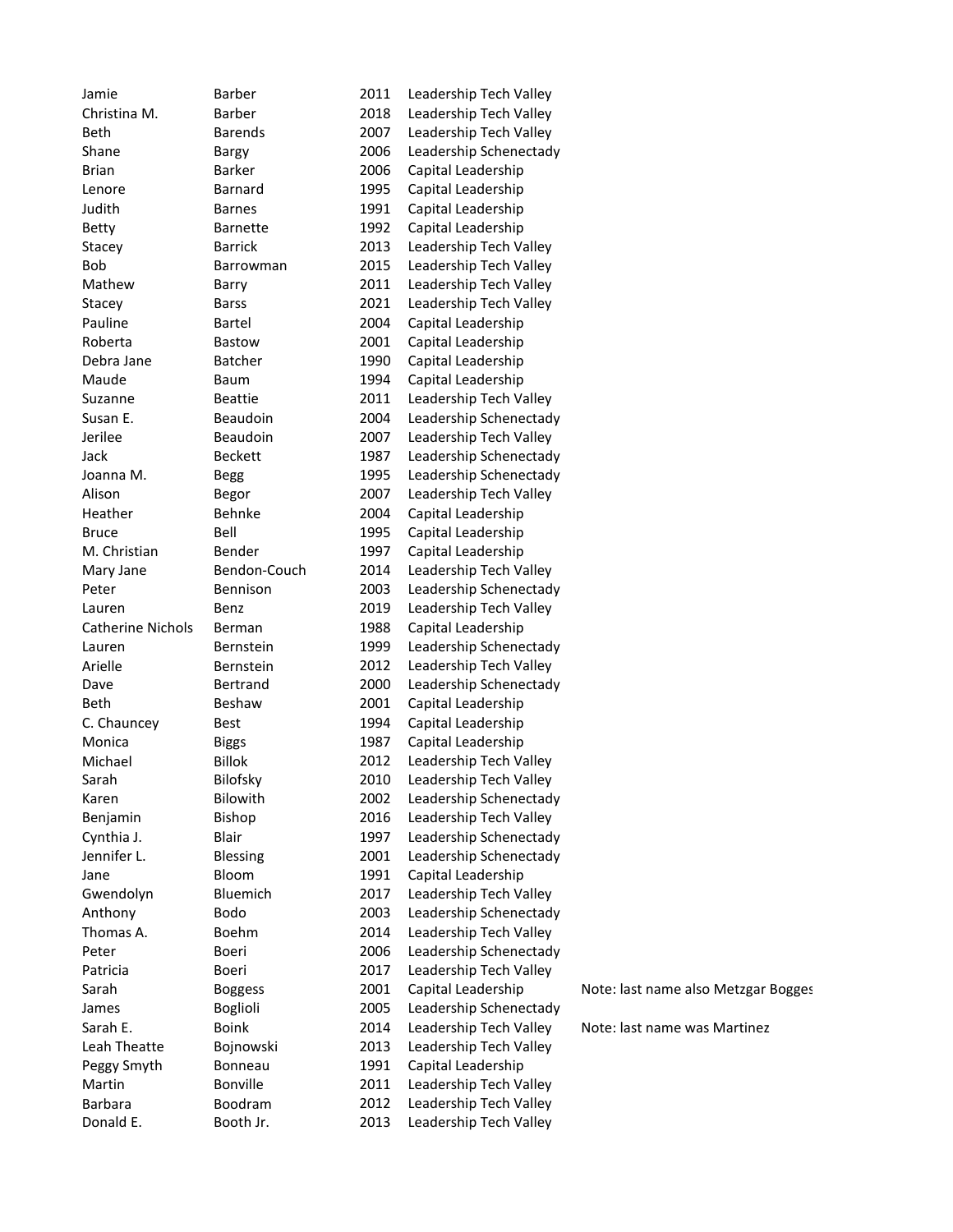| | | | | |
|---|---|---|---|---|
| Jamie | Barber | 2011 | Leadership Tech Valley | |
| Christina M. | Barber | 2018 | Leadership Tech Valley | |
| Beth | Barends | 2007 | Leadership Tech Valley | |
| Shane | Bargy | 2006 | Leadership Schenectady | |
| Brian | Barker | 2006 | Capital Leadership | |
| Lenore | Barnard | 1995 | Capital Leadership | |
| Judith | Barnes | 1991 | Capital Leadership | |
| Betty | Barnette | 1992 | Capital Leadership | |
| Stacey | Barrick | 2013 | Leadership Tech Valley | |
| Bob | Barrowman | 2015 | Leadership Tech Valley | |
| Mathew | Barry | 2011 | Leadership Tech Valley | |
| Stacey | Barss | 2021 | Leadership Tech Valley | |
| Pauline | Bartel | 2004 | Capital Leadership | |
| Roberta | Bastow | 2001 | Capital Leadership | |
| Debra Jane | Batcher | 1990 | Capital Leadership | |
| Maude | Baum | 1994 | Capital Leadership | |
| Suzanne | Beattie | 2011 | Leadership Tech Valley | |
| Susan E. | Beaudoin | 2004 | Leadership Schenectady | |
| Jerilee | Beaudoin | 2007 | Leadership Tech Valley | |
| Jack | Beckett | 1987 | Leadership Schenectady | |
| Joanna M. | Begg | 1995 | Leadership Schenectady | |
| Alison | Begor | 2007 | Leadership Tech Valley | |
| Heather | Behnke | 2004 | Capital Leadership | |
| Bruce | Bell | 1995 | Capital Leadership | |
| M. Christian | Bender | 1997 | Capital Leadership | |
| Mary Jane | Bendon-Couch | 2014 | Leadership Tech Valley | |
| Peter | Bennison | 2003 | Leadership Schenectady | |
| Lauren | Benz | 2019 | Leadership Tech Valley | |
| Catherine Nichols | Berman | 1988 | Capital Leadership | |
| Lauren | Bernstein | 1999 | Leadership Schenectady | |
| Arielle | Bernstein | 2012 | Leadership Tech Valley | |
| Dave | Bertrand | 2000 | Leadership Schenectady | |
| Beth | Beshaw | 2001 | Capital Leadership | |
| C. Chauncey | Best | 1994 | Capital Leadership | |
| Monica | Biggs | 1987 | Capital Leadership | |
| Michael | Billok | 2012 | Leadership Tech Valley | |
| Sarah | Bilofsky | 2010 | Leadership Tech Valley | |
| Karen | Bilowith | 2002 | Leadership Schenectady | |
| Benjamin | Bishop | 2016 | Leadership Tech Valley | |
| Cynthia J. | Blair | 1997 | Leadership Schenectady | |
| Jennifer L. | Blessing | 2001 | Leadership Schenectady | |
| Jane | Bloom | 1991 | Capital Leadership | |
| Gwendolyn | Bluemich | 2017 | Leadership Tech Valley | |
| Anthony | Bodo | 2003 | Leadership Schenectady | |
| Thomas A. | Boehm | 2014 | Leadership Tech Valley | |
| Peter | Boeri | 2006 | Leadership Schenectady | |
| Patricia | Boeri | 2017 | Leadership Tech Valley | |
| Sarah | Boggess | 2001 | Capital Leadership | Note: last name also Metzgar Bogges |
| James | Boglioli | 2005 | Leadership Schenectady | |
| Sarah E. | Boink | 2014 | Leadership Tech Valley | Note: last name was Martinez |
| Leah Theatte | Bojnowski | 2013 | Leadership Tech Valley | |
| Peggy Smyth | Bonneau | 1991 | Capital Leadership | |
| Martin | Bonville | 2011 | Leadership Tech Valley | |
| Barbara | Boodram | 2012 | Leadership Tech Valley | |
| Donald E. | Booth Jr. | 2013 | Leadership Tech Valley | |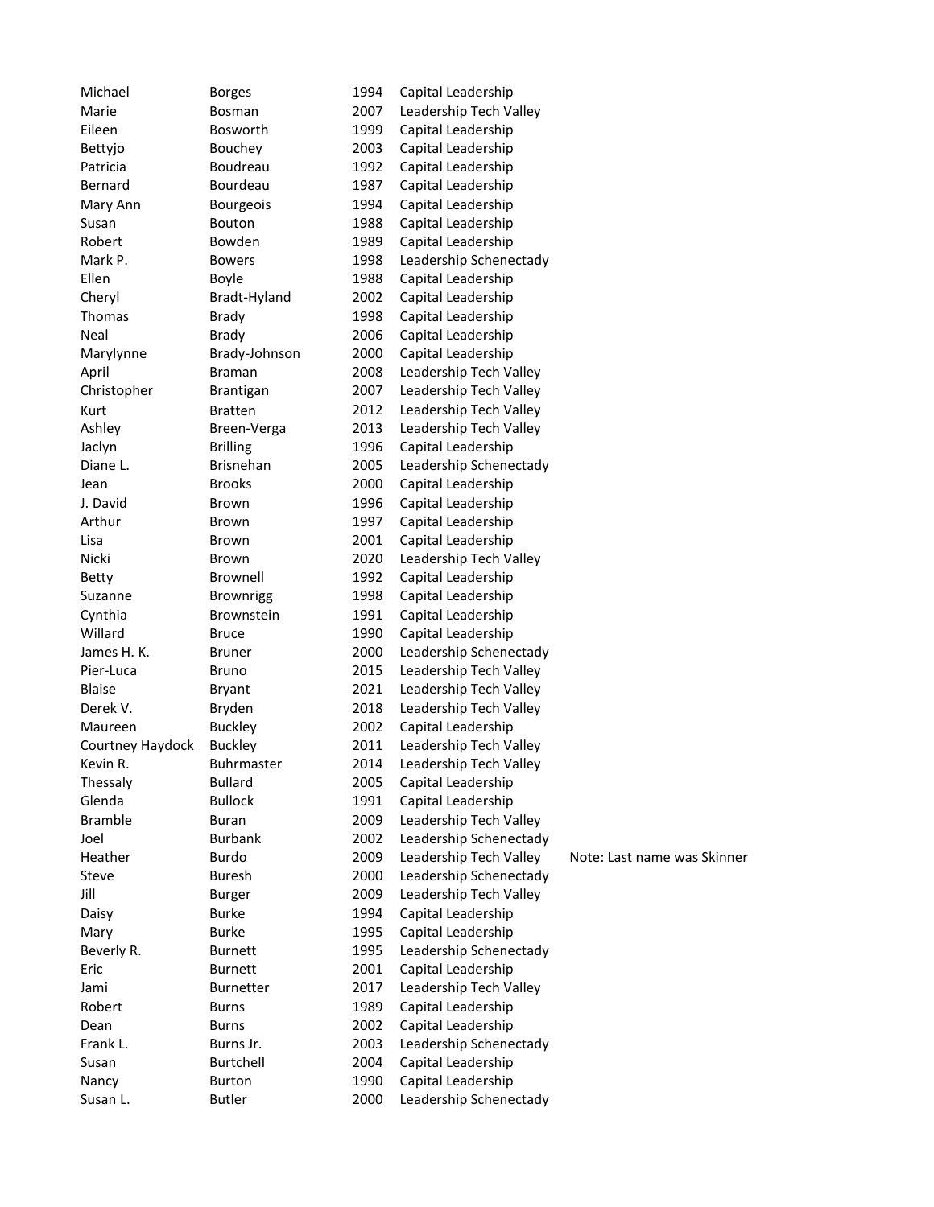| | | | | |
|---|---|---|---|---|
| Michael | Borges | 1994 | Capital Leadership | |
| Marie | Bosman | 2007 | Leadership Tech Valley | |
| Eileen | Bosworth | 1999 | Capital Leadership | |
| Bettyjo | Bouchey | 2003 | Capital Leadership | |
| Patricia | Boudreau | 1992 | Capital Leadership | |
| Bernard | Bourdeau | 1987 | Capital Leadership | |
| Mary Ann | Bourgeois | 1994 | Capital Leadership | |
| Susan | Bouton | 1988 | Capital Leadership | |
| Robert | Bowden | 1989 | Capital Leadership | |
| Mark P. | Bowers | 1998 | Leadership Schenectady | |
| Ellen | Boyle | 1988 | Capital Leadership | |
| Cheryl | Bradt-Hyland | 2002 | Capital Leadership | |
| Thomas | Brady | 1998 | Capital Leadership | |
| Neal | Brady | 2006 | Capital Leadership | |
| Marylynne | Brady-Johnson | 2000 | Capital Leadership | |
| April | Braman | 2008 | Leadership Tech Valley | |
| Christopher | Brantigan | 2007 | Leadership Tech Valley | |
| Kurt | Bratten | 2012 | Leadership Tech Valley | |
| Ashley | Breen-Verga | 2013 | Leadership Tech Valley | |
| Jaclyn | Brilling | 1996 | Capital Leadership | |
| Diane L. | Brisnehan | 2005 | Leadership Schenectady | |
| Jean | Brooks | 2000 | Capital Leadership | |
| J. David | Brown | 1996 | Capital Leadership | |
| Arthur | Brown | 1997 | Capital Leadership | |
| Lisa | Brown | 2001 | Capital Leadership | |
| Nicki | Brown | 2020 | Leadership Tech Valley | |
| Betty | Brownell | 1992 | Capital Leadership | |
| Suzanne | Brownrigg | 1998 | Capital Leadership | |
| Cynthia | Brownstein | 1991 | Capital Leadership | |
| Willard | Bruce | 1990 | Capital Leadership | |
| James H. K. | Bruner | 2000 | Leadership Schenectady | |
| Pier-Luca | Bruno | 2015 | Leadership Tech Valley | |
| Blaise | Bryant | 2021 | Leadership Tech Valley | |
| Derek V. | Bryden | 2018 | Leadership Tech Valley | |
| Maureen | Buckley | 2002 | Capital Leadership | |
| Courtney Haydock | Buckley | 2011 | Leadership Tech Valley | |
| Kevin R. | Buhrmaster | 2014 | Leadership Tech Valley | |
| Thessaly | Bullard | 2005 | Capital Leadership | |
| Glenda | Bullock | 1991 | Capital Leadership | |
| Bramble | Buran | 2009 | Leadership Tech Valley | |
| Joel | Burbank | 2002 | Leadership Schenectady | |
| Heather | Burdo | 2009 | Leadership Tech Valley | Note: Last name was Skinner |
| Steve | Buresh | 2000 | Leadership Schenectady | |
| Jill | Burger | 2009 | Leadership Tech Valley | |
| Daisy | Burke | 1994 | Capital Leadership | |
| Mary | Burke | 1995 | Capital Leadership | |
| Beverly R. | Burnett | 1995 | Leadership Schenectady | |
| Eric | Burnett | 2001 | Capital Leadership | |
| Jami | Burnetter | 2017 | Leadership Tech Valley | |
| Robert | Burns | 1989 | Capital Leadership | |
| Dean | Burns | 2002 | Capital Leadership | |
| Frank L. | Burns Jr. | 2003 | Leadership Schenectady | |
| Susan | Burtchell | 2004 | Capital Leadership | |
| Nancy | Burton | 1990 | Capital Leadership | |
| Susan L. | Butler | 2000 | Leadership Schenectady | |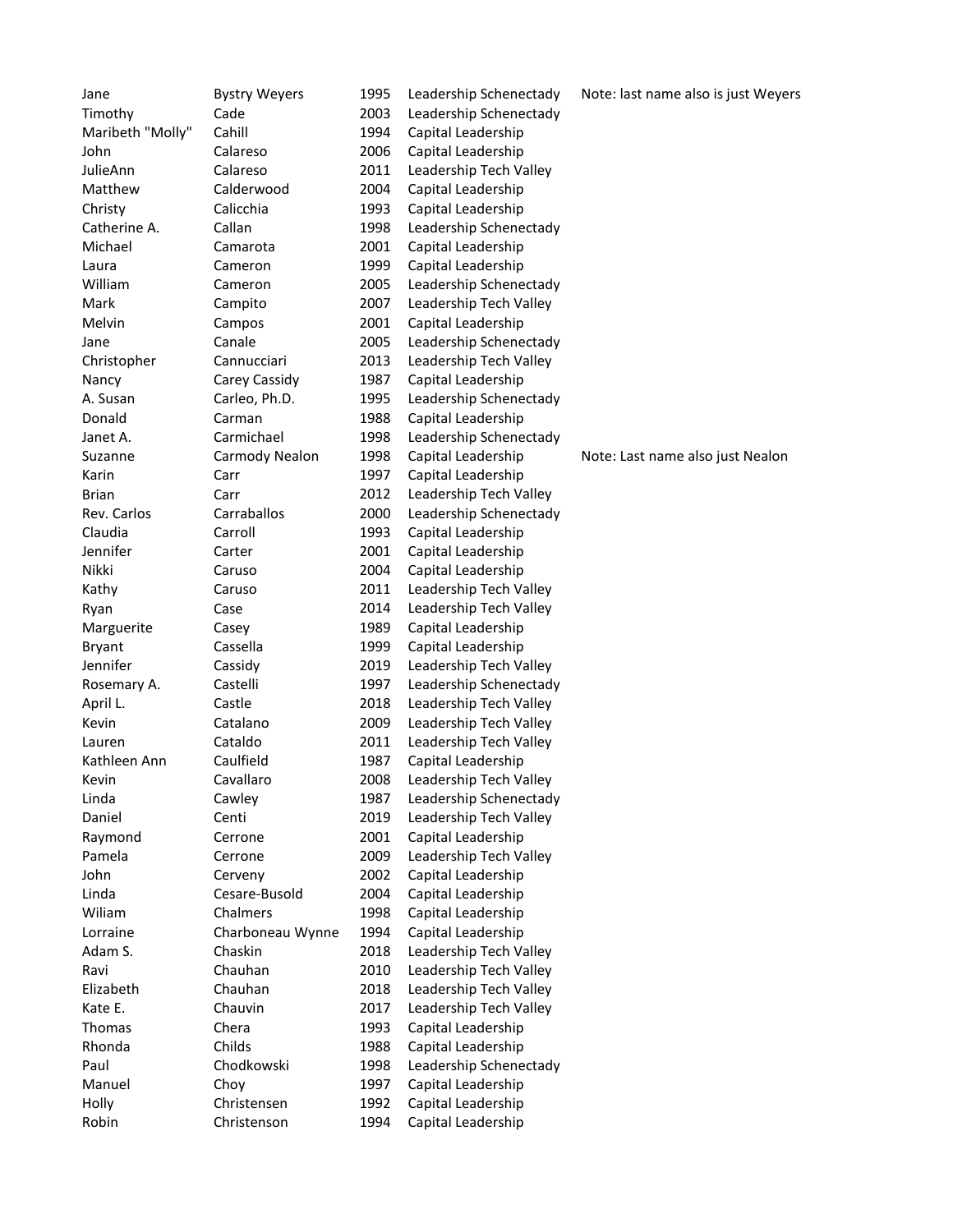| | | | | |
|---|---|---|---|---|
| Jane | Bystry Weyers | 1995 | Leadership Schenectady | Note: last name also is just Weyers |
| Timothy | Cade | 2003 | Leadership Schenectady | |
| Maribeth "Molly" | Cahill | 1994 | Capital Leadership | |
| John | Calareso | 2006 | Capital Leadership | |
| JulieAnn | Calareso | 2011 | Leadership Tech Valley | |
| Matthew | Calderwood | 2004 | Capital Leadership | |
| Christy | Calicchia | 1993 | Capital Leadership | |
| Catherine A. | Callan | 1998 | Leadership Schenectady | |
| Michael | Camarota | 2001 | Capital Leadership | |
| Laura | Cameron | 1999 | Capital Leadership | |
| William | Cameron | 2005 | Leadership Schenectady | |
| Mark | Campito | 2007 | Leadership Tech Valley | |
| Melvin | Campos | 2001 | Capital Leadership | |
| Jane | Canale | 2005 | Leadership Schenectady | |
| Christopher | Cannucciari | 2013 | Leadership Tech Valley | |
| Nancy | Carey Cassidy | 1987 | Capital Leadership | |
| A. Susan | Carleo, Ph.D. | 1995 | Leadership Schenectady | |
| Donald | Carman | 1988 | Capital Leadership | |
| Janet A. | Carmichael | 1998 | Leadership Schenectady | |
| Suzanne | Carmody Nealon | 1998 | Capital Leadership | Note: Last name also just Nealon |
| Karin | Carr | 1997 | Capital Leadership | |
| Brian | Carr | 2012 | Leadership Tech Valley | |
| Rev. Carlos | Carraballos | 2000 | Leadership Schenectady | |
| Claudia | Carroll | 1993 | Capital Leadership | |
| Jennifer | Carter | 2001 | Capital Leadership | |
| Nikki | Caruso | 2004 | Capital Leadership | |
| Kathy | Caruso | 2011 | Leadership Tech Valley | |
| Ryan | Case | 2014 | Leadership Tech Valley | |
| Marguerite | Casey | 1989 | Capital Leadership | |
| Bryant | Cassella | 1999 | Capital Leadership | |
| Jennifer | Cassidy | 2019 | Leadership Tech Valley | |
| Rosemary A. | Castelli | 1997 | Leadership Schenectady | |
| April L. | Castle | 2018 | Leadership Tech Valley | |
| Kevin | Catalano | 2009 | Leadership Tech Valley | |
| Lauren | Cataldo | 2011 | Leadership Tech Valley | |
| Kathleen Ann | Caulfield | 1987 | Capital Leadership | |
| Kevin | Cavallaro | 2008 | Leadership Tech Valley | |
| Linda | Cawley | 1987 | Leadership Schenectady | |
| Daniel | Centi | 2019 | Leadership Tech Valley | |
| Raymond | Cerrone | 2001 | Capital Leadership | |
| Pamela | Cerrone | 2009 | Leadership Tech Valley | |
| John | Cerveny | 2002 | Capital Leadership | |
| Linda | Cesare-Busold | 2004 | Capital Leadership | |
| Wiliam | Chalmers | 1998 | Capital Leadership | |
| Lorraine | Charboneau Wynne | 1994 | Capital Leadership | |
| Adam S. | Chaskin | 2018 | Leadership Tech Valley | |
| Ravi | Chauhan | 2010 | Leadership Tech Valley | |
| Elizabeth | Chauhan | 2018 | Leadership Tech Valley | |
| Kate E. | Chauvin | 2017 | Leadership Tech Valley | |
| Thomas | Chera | 1993 | Capital Leadership | |
| Rhonda | Childs | 1988 | Capital Leadership | |
| Paul | Chodkowski | 1998 | Leadership Schenectady | |
| Manuel | Choy | 1997 | Capital Leadership | |
| Holly | Christensen | 1992 | Capital Leadership | |
| Robin | Christenson | 1994 | Capital Leadership | |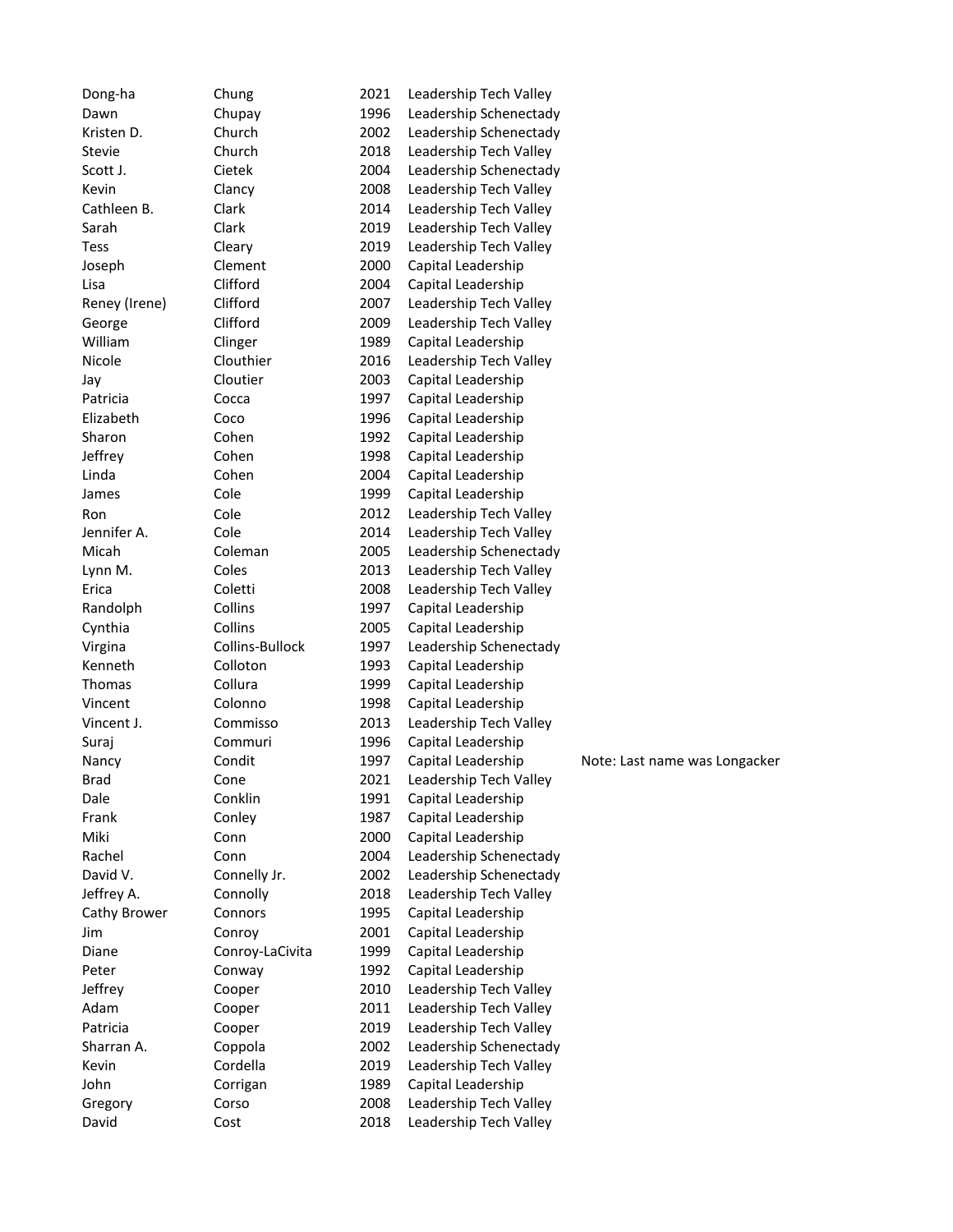| | | | | |
|---|---|---|---|---|
| Dong-ha | Chung | 2021 | Leadership Tech Valley | |
| Dawn | Chupay | 1996 | Leadership Schenectady | |
| Kristen D. | Church | 2002 | Leadership Schenectady | |
| Stevie | Church | 2018 | Leadership Tech Valley | |
| Scott J. | Cietek | 2004 | Leadership Schenectady | |
| Kevin | Clancy | 2008 | Leadership Tech Valley | |
| Cathleen B. | Clark | 2014 | Leadership Tech Valley | |
| Sarah | Clark | 2019 | Leadership Tech Valley | |
| Tess | Cleary | 2019 | Leadership Tech Valley | |
| Joseph | Clement | 2000 | Capital Leadership | |
| Lisa | Clifford | 2004 | Capital Leadership | |
| Reney (Irene) | Clifford | 2007 | Leadership Tech Valley | |
| George | Clifford | 2009 | Leadership Tech Valley | |
| William | Clinger | 1989 | Capital Leadership | |
| Nicole | Clouthier | 2016 | Leadership Tech Valley | |
| Jay | Cloutier | 2003 | Capital Leadership | |
| Patricia | Cocca | 1997 | Capital Leadership | |
| Elizabeth | Coco | 1996 | Capital Leadership | |
| Sharon | Cohen | 1992 | Capital Leadership | |
| Jeffrey | Cohen | 1998 | Capital Leadership | |
| Linda | Cohen | 2004 | Capital Leadership | |
| James | Cole | 1999 | Capital Leadership | |
| Ron | Cole | 2012 | Leadership Tech Valley | |
| Jennifer A. | Cole | 2014 | Leadership Tech Valley | |
| Micah | Coleman | 2005 | Leadership Schenectady | |
| Lynn M. | Coles | 2013 | Leadership Tech Valley | |
| Erica | Coletti | 2008 | Leadership Tech Valley | |
| Randolph | Collins | 1997 | Capital Leadership | |
| Cynthia | Collins | 2005 | Capital Leadership | |
| Virgina | Collins-Bullock | 1997 | Leadership Schenectady | |
| Kenneth | Colloton | 1993 | Capital Leadership | |
| Thomas | Collura | 1999 | Capital Leadership | |
| Vincent | Colonno | 1998 | Capital Leadership | |
| Vincent J. | Commisso | 2013 | Leadership Tech Valley | |
| Suraj | Commuri | 1996 | Capital Leadership | |
| Nancy | Condit | 1997 | Capital Leadership | Note: Last name was Longacker |
| Brad | Cone | 2021 | Leadership Tech Valley | |
| Dale | Conklin | 1991 | Capital Leadership | |
| Frank | Conley | 1987 | Capital Leadership | |
| Miki | Conn | 2000 | Capital Leadership | |
| Rachel | Conn | 2004 | Leadership Schenectady | |
| David V. | Connelly Jr. | 2002 | Leadership Schenectady | |
| Jeffrey A. | Connolly | 2018 | Leadership Tech Valley | |
| Cathy Brower | Connors | 1995 | Capital Leadership | |
| Jim | Conroy | 2001 | Capital Leadership | |
| Diane | Conroy-LaCivita | 1999 | Capital Leadership | |
| Peter | Conway | 1992 | Capital Leadership | |
| Jeffrey | Cooper | 2010 | Leadership Tech Valley | |
| Adam | Cooper | 2011 | Leadership Tech Valley | |
| Patricia | Cooper | 2019 | Leadership Tech Valley | |
| Sharran A. | Coppola | 2002 | Leadership Schenectady | |
| Kevin | Cordella | 2019 | Leadership Tech Valley | |
| John | Corrigan | 1989 | Capital Leadership | |
| Gregory | Corso | 2008 | Leadership Tech Valley | |
| David | Cost | 2018 | Leadership Tech Valley | |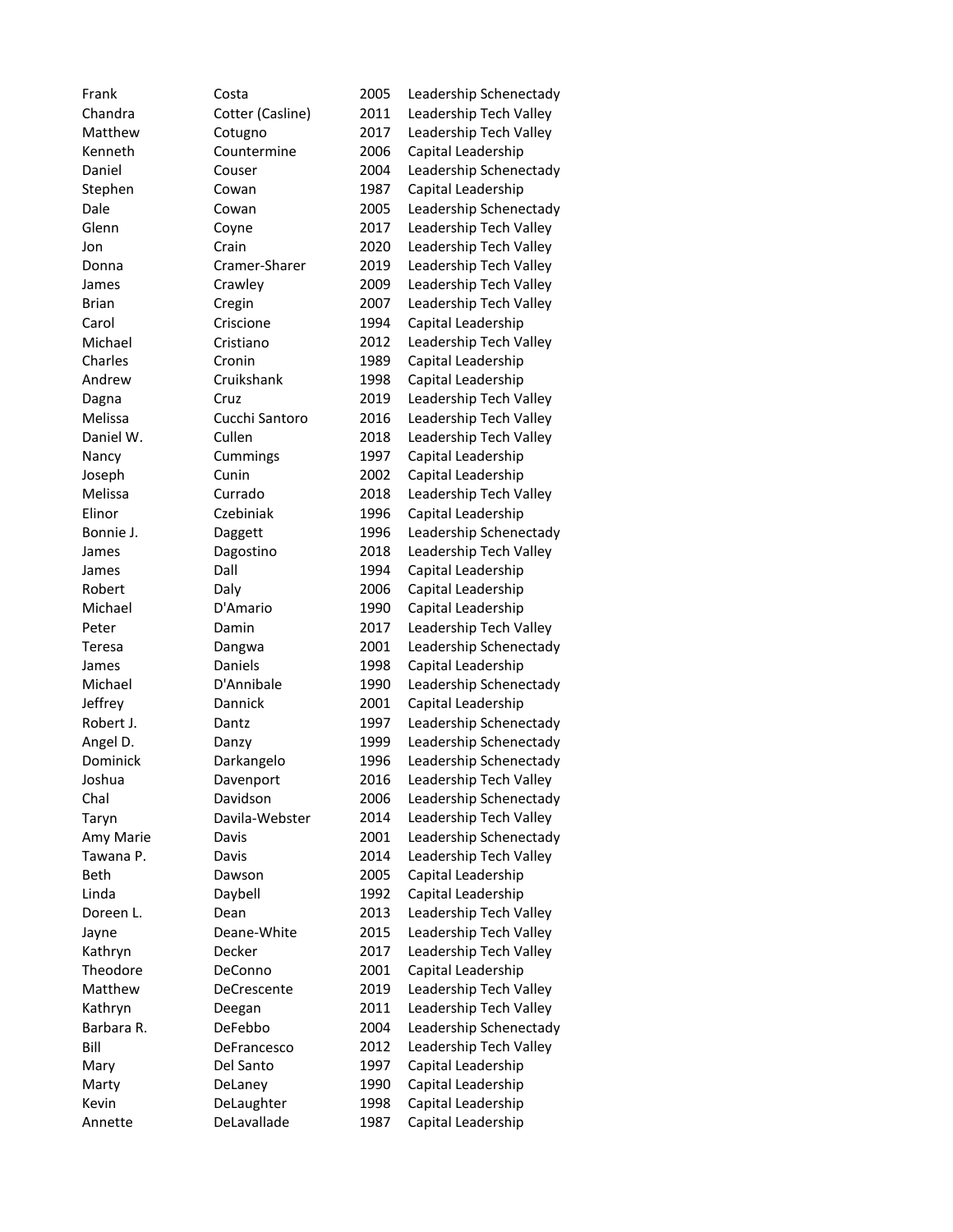| | | | |
|---|---|---|---|
| Frank | Costa | 2005 | Leadership Schenectady |
| Chandra | Cotter (Casline) | 2011 | Leadership Tech Valley |
| Matthew | Cotugno | 2017 | Leadership Tech Valley |
| Kenneth | Countermine | 2006 | Capital Leadership |
| Daniel | Couser | 2004 | Leadership Schenectady |
| Stephen | Cowan | 1987 | Capital Leadership |
| Dale | Cowan | 2005 | Leadership Schenectady |
| Glenn | Coyne | 2017 | Leadership Tech Valley |
| Jon | Crain | 2020 | Leadership Tech Valley |
| Donna | Cramer-Sharer | 2019 | Leadership Tech Valley |
| James | Crawley | 2009 | Leadership Tech Valley |
| Brian | Cregin | 2007 | Leadership Tech Valley |
| Carol | Criscione | 1994 | Capital Leadership |
| Michael | Cristiano | 2012 | Leadership Tech Valley |
| Charles | Cronin | 1989 | Capital Leadership |
| Andrew | Cruikshank | 1998 | Capital Leadership |
| Dagna | Cruz | 2019 | Leadership Tech Valley |
| Melissa | Cucchi Santoro | 2016 | Leadership Tech Valley |
| Daniel W. | Cullen | 2018 | Leadership Tech Valley |
| Nancy | Cummings | 1997 | Capital Leadership |
| Joseph | Cunin | 2002 | Capital Leadership |
| Melissa | Currado | 2018 | Leadership Tech Valley |
| Elinor | Czebiniak | 1996 | Capital Leadership |
| Bonnie J. | Daggett | 1996 | Leadership Schenectady |
| James | Dagostino | 2018 | Leadership Tech Valley |
| James | Dall | 1994 | Capital Leadership |
| Robert | Daly | 2006 | Capital Leadership |
| Michael | D'Amario | 1990 | Capital Leadership |
| Peter | Damin | 2017 | Leadership Tech Valley |
| Teresa | Dangwa | 2001 | Leadership Schenectady |
| James | Daniels | 1998 | Capital Leadership |
| Michael | D'Annibale | 1990 | Leadership Schenectady |
| Jeffrey | Dannick | 2001 | Capital Leadership |
| Robert J. | Dantz | 1997 | Leadership Schenectady |
| Angel D. | Danzy | 1999 | Leadership Schenectady |
| Dominick | Darkangelo | 1996 | Leadership Schenectady |
| Joshua | Davenport | 2016 | Leadership Tech Valley |
| Chal | Davidson | 2006 | Leadership Schenectady |
| Taryn | Davila-Webster | 2014 | Leadership Tech Valley |
| Amy Marie | Davis | 2001 | Leadership Schenectady |
| Tawana P. | Davis | 2014 | Leadership Tech Valley |
| Beth | Dawson | 2005 | Capital Leadership |
| Linda | Daybell | 1992 | Capital Leadership |
| Doreen L. | Dean | 2013 | Leadership Tech Valley |
| Jayne | Deane-White | 2015 | Leadership Tech Valley |
| Kathryn | Decker | 2017 | Leadership Tech Valley |
| Theodore | DeConno | 2001 | Capital Leadership |
| Matthew | DeCrescente | 2019 | Leadership Tech Valley |
| Kathryn | Deegan | 2011 | Leadership Tech Valley |
| Barbara R. | DeFebbo | 2004 | Leadership Schenectady |
| Bill | DeFrancesco | 2012 | Leadership Tech Valley |
| Mary | Del Santo | 1997 | Capital Leadership |
| Marty | DeLaney | 1990 | Capital Leadership |
| Kevin | DeLaughter | 1998 | Capital Leadership |
| Annette | DeLavallade | 1987 | Capital Leadership |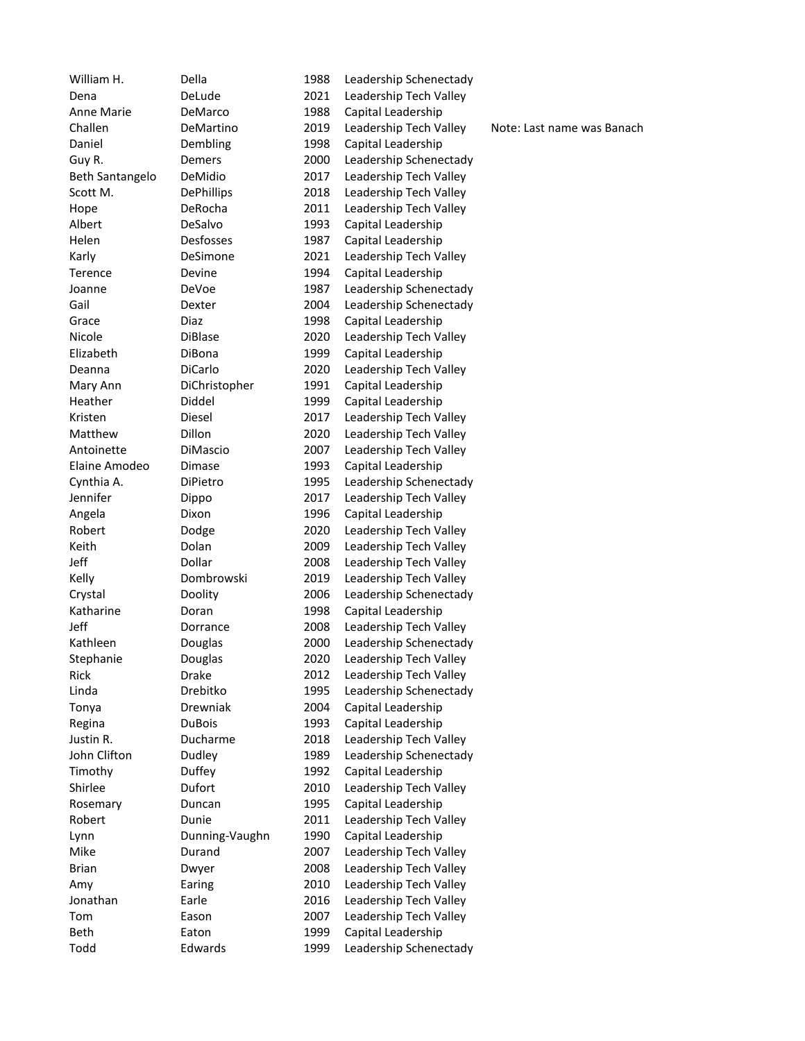| | | | | |
|---|---|---|---|---|
| William H. | Della | 1988 | Leadership Schenectady | |
| Dena | DeLude | 2021 | Leadership Tech Valley | |
| Anne Marie | DeMarco | 1988 | Capital Leadership | |
| Challen | DeMartino | 2019 | Leadership Tech Valley | Note: Last name was Banach |
| Daniel | Dembling | 1998 | Capital Leadership | |
| Guy R. | Demers | 2000 | Leadership Schenectady | |
| Beth Santangelo | DeMidio | 2017 | Leadership Tech Valley | |
| Scott M. | DePhillips | 2018 | Leadership Tech Valley | |
| Hope | DeRocha | 2011 | Leadership Tech Valley | |
| Albert | DeSalvo | 1993 | Capital Leadership | |
| Helen | Desfosses | 1987 | Capital Leadership | |
| Karly | DeSimone | 2021 | Leadership Tech Valley | |
| Terence | Devine | 1994 | Capital Leadership | |
| Joanne | DeVoe | 1987 | Leadership Schenectady | |
| Gail | Dexter | 2004 | Leadership Schenectady | |
| Grace | Diaz | 1998 | Capital Leadership | |
| Nicole | DiBlase | 2020 | Leadership Tech Valley | |
| Elizabeth | DiBona | 1999 | Capital Leadership | |
| Deanna | DiCarlo | 2020 | Leadership Tech Valley | |
| Mary Ann | DiChristopher | 1991 | Capital Leadership | |
| Heather | Diddel | 1999 | Capital Leadership | |
| Kristen | Diesel | 2017 | Leadership Tech Valley | |
| Matthew | Dillon | 2020 | Leadership Tech Valley | |
| Antoinette | DiMascio | 2007 | Leadership Tech Valley | |
| Elaine Amodeo | Dimase | 1993 | Capital Leadership | |
| Cynthia A. | DiPietro | 1995 | Leadership Schenectady | |
| Jennifer | Dippo | 2017 | Leadership Tech Valley | |
| Angela | Dixon | 1996 | Capital Leadership | |
| Robert | Dodge | 2020 | Leadership Tech Valley | |
| Keith | Dolan | 2009 | Leadership Tech Valley | |
| Jeff | Dollar | 2008 | Leadership Tech Valley | |
| Kelly | Dombrowski | 2019 | Leadership Tech Valley | |
| Crystal | Doolity | 2006 | Leadership Schenectady | |
| Katharine | Doran | 1998 | Capital Leadership | |
| Jeff | Dorrance | 2008 | Leadership Tech Valley | |
| Kathleen | Douglas | 2000 | Leadership Schenectady | |
| Stephanie | Douglas | 2020 | Leadership Tech Valley | |
| Rick | Drake | 2012 | Leadership Tech Valley | |
| Linda | Drebitko | 1995 | Leadership Schenectady | |
| Tonya | Drewniak | 2004 | Capital Leadership | |
| Regina | DuBois | 1993 | Capital Leadership | |
| Justin R. | Ducharme | 2018 | Leadership Tech Valley | |
| John Clifton | Dudley | 1989 | Leadership Schenectady | |
| Timothy | Duffey | 1992 | Capital Leadership | |
| Shirlee | Dufort | 2010 | Leadership Tech Valley | |
| Rosemary | Duncan | 1995 | Capital Leadership | |
| Robert | Dunie | 2011 | Leadership Tech Valley | |
| Lynn | Dunning-Vaughn | 1990 | Capital Leadership | |
| Mike | Durand | 2007 | Leadership Tech Valley | |
| Brian | Dwyer | 2008 | Leadership Tech Valley | |
| Amy | Earing | 2010 | Leadership Tech Valley | |
| Jonathan | Earle | 2016 | Leadership Tech Valley | |
| Tom | Eason | 2007 | Leadership Tech Valley | |
| Beth | Eaton | 1999 | Capital Leadership | |
| Todd | Edwards | 1999 | Leadership Schenectady | |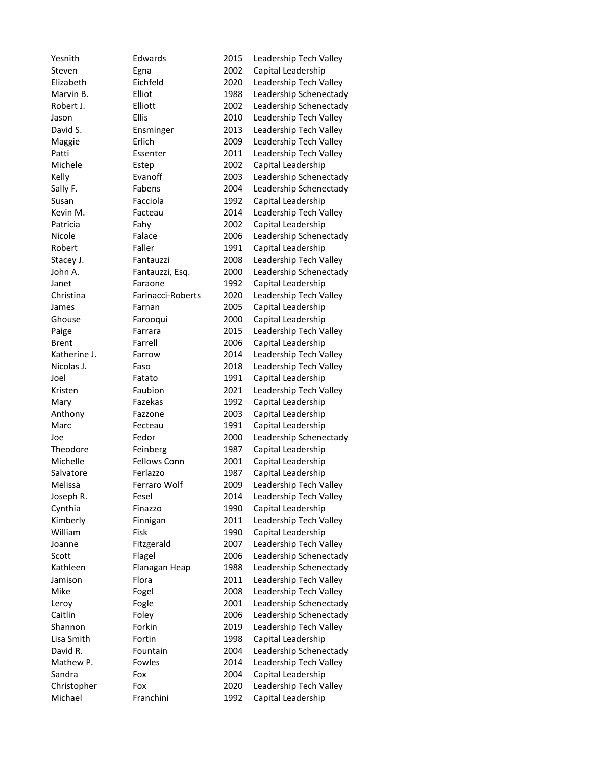| | | | |
|---|---|---|---|
| Yesnith | Edwards | 2015 | Leadership Tech Valley |
| Steven | Egna | 2002 | Capital Leadership |
| Elizabeth | Eichfeld | 2020 | Leadership Tech Valley |
| Marvin B. | Elliot | 1988 | Leadership Schenectady |
| Robert J. | Elliott | 2002 | Leadership Schenectady |
| Jason | Ellis | 2010 | Leadership Tech Valley |
| David S. | Ensminger | 2013 | Leadership Tech Valley |
| Maggie | Erlich | 2009 | Leadership Tech Valley |
| Patti | Essenter | 2011 | Leadership Tech Valley |
| Michele | Estep | 2002 | Capital Leadership |
| Kelly | Evanoff | 2003 | Leadership Schenectady |
| Sally F. | Fabens | 2004 | Leadership Schenectady |
| Susan | Facciola | 1992 | Capital Leadership |
| Kevin M. | Facteau | 2014 | Leadership Tech Valley |
| Patricia | Fahy | 2002 | Capital Leadership |
| Nicole | Falace | 2006 | Leadership Schenectady |
| Robert | Faller | 1991 | Capital Leadership |
| Stacey J. | Fantauzzi | 2008 | Leadership Tech Valley |
| John A. | Fantauzzi, Esq. | 2000 | Leadership Schenectady |
| Janet | Faraone | 1992 | Capital Leadership |
| Christina | Farinacci-Roberts | 2020 | Leadership Tech Valley |
| James | Farnan | 2005 | Capital Leadership |
| Ghouse | Farooqui | 2000 | Capital Leadership |
| Paige | Farrara | 2015 | Leadership Tech Valley |
| Brent | Farrell | 2006 | Capital Leadership |
| Katherine J. | Farrow | 2014 | Leadership Tech Valley |
| Nicolas J. | Faso | 2018 | Leadership Tech Valley |
| Joel | Fatato | 1991 | Capital Leadership |
| Kristen | Faubion | 2021 | Leadership Tech Valley |
| Mary | Fazekas | 1992 | Capital Leadership |
| Anthony | Fazzone | 2003 | Capital Leadership |
| Marc | Fecteau | 1991 | Capital Leadership |
| Joe | Fedor | 2000 | Leadership Schenectady |
| Theodore | Feinberg | 1987 | Capital Leadership |
| Michelle | Fellows Conn | 2001 | Capital Leadership |
| Salvatore | Ferlazzo | 1987 | Capital Leadership |
| Melissa | Ferraro Wolf | 2009 | Leadership Tech Valley |
| Joseph R. | Fesel | 2014 | Leadership Tech Valley |
| Cynthia | Finazzo | 1990 | Capital Leadership |
| Kimberly | Finnigan | 2011 | Leadership Tech Valley |
| William | Fisk | 1990 | Capital Leadership |
| Joanne | Fitzgerald | 2007 | Leadership Tech Valley |
| Scott | Flagel | 2006 | Leadership Schenectady |
| Kathleen | Flanagan Heap | 1988 | Leadership Schenectady |
| Jamison | Flora | 2011 | Leadership Tech Valley |
| Mike | Fogel | 2008 | Leadership Tech Valley |
| Leroy | Fogle | 2001 | Leadership Schenectady |
| Caitlin | Foley | 2006 | Leadership Schenectady |
| Shannon | Forkin | 2019 | Leadership Tech Valley |
| Lisa Smith | Fortin | 1998 | Capital Leadership |
| David R. | Fountain | 2004 | Leadership Schenectady |
| Mathew P. | Fowles | 2014 | Leadership Tech Valley |
| Sandra | Fox | 2004 | Capital Leadership |
| Christopher | Fox | 2020 | Leadership Tech Valley |
| Michael | Franchini | 1992 | Capital Leadership |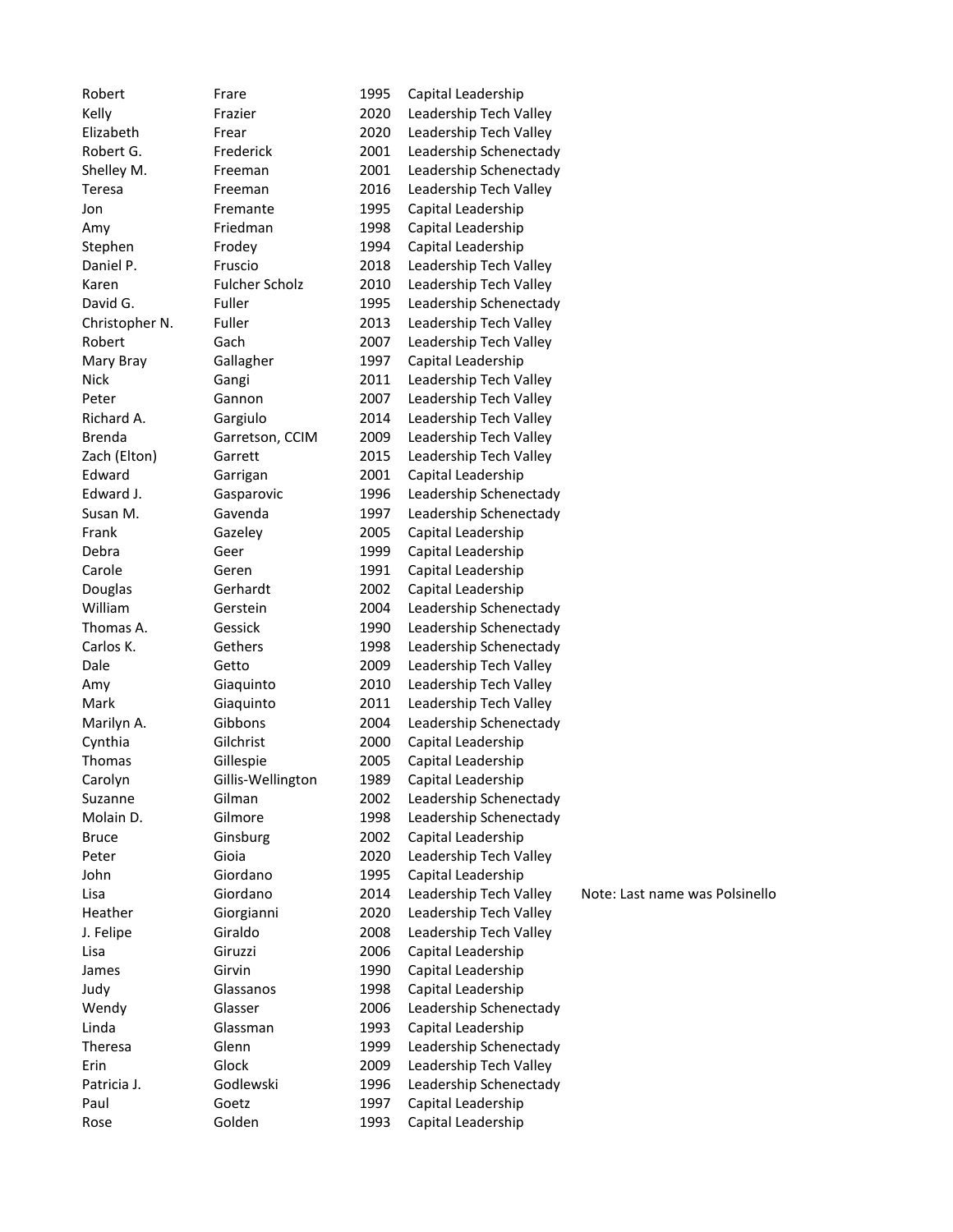| | | | | |
|---|---|---|---|---|
| Robert | Frare | 1995 | Capital Leadership | |
| Kelly | Frazier | 2020 | Leadership Tech Valley | |
| Elizabeth | Frear | 2020 | Leadership Tech Valley | |
| Robert G. | Frederick | 2001 | Leadership Schenectady | |
| Shelley M. | Freeman | 2001 | Leadership Schenectady | |
| Teresa | Freeman | 2016 | Leadership Tech Valley | |
| Jon | Fremante | 1995 | Capital Leadership | |
| Amy | Friedman | 1998 | Capital Leadership | |
| Stephen | Frodey | 1994 | Capital Leadership | |
| Daniel P. | Fruscio | 2018 | Leadership Tech Valley | |
| Karen | Fulcher Scholz | 2010 | Leadership Tech Valley | |
| David G. | Fuller | 1995 | Leadership Schenectady | |
| Christopher N. | Fuller | 2013 | Leadership Tech Valley | |
| Robert | Gach | 2007 | Leadership Tech Valley | |
| Mary Bray | Gallagher | 1997 | Capital Leadership | |
| Nick | Gangi | 2011 | Leadership Tech Valley | |
| Peter | Gannon | 2007 | Leadership Tech Valley | |
| Richard A. | Gargiulo | 2014 | Leadership Tech Valley | |
| Brenda | Garretson, CCIM | 2009 | Leadership Tech Valley | |
| Zach (Elton) | Garrett | 2015 | Leadership Tech Valley | |
| Edward | Garrigan | 2001 | Capital Leadership | |
| Edward J. | Gasparovic | 1996 | Leadership Schenectady | |
| Susan M. | Gavenda | 1997 | Leadership Schenectady | |
| Frank | Gazeley | 2005 | Capital Leadership | |
| Debra | Geer | 1999 | Capital Leadership | |
| Carole | Geren | 1991 | Capital Leadership | |
| Douglas | Gerhardt | 2002 | Capital Leadership | |
| William | Gerstein | 2004 | Leadership Schenectady | |
| Thomas A. | Gessick | 1990 | Leadership Schenectady | |
| Carlos K. | Gethers | 1998 | Leadership Schenectady | |
| Dale | Getto | 2009 | Leadership Tech Valley | |
| Amy | Giaquinto | 2010 | Leadership Tech Valley | |
| Mark | Giaquinto | 2011 | Leadership Tech Valley | |
| Marilyn A. | Gibbons | 2004 | Leadership Schenectady | |
| Cynthia | Gilchrist | 2000 | Capital Leadership | |
| Thomas | Gillespie | 2005 | Capital Leadership | |
| Carolyn | Gillis-Wellington | 1989 | Capital Leadership | |
| Suzanne | Gilman | 2002 | Leadership Schenectady | |
| Molain D. | Gilmore | 1998 | Leadership Schenectady | |
| Bruce | Ginsburg | 2002 | Capital Leadership | |
| Peter | Gioia | 2020 | Leadership Tech Valley | |
| John | Giordano | 1995 | Capital Leadership | |
| Lisa | Giordano | 2014 | Leadership Tech Valley | Note: Last name was Polsinello |
| Heather | Giorgianni | 2020 | Leadership Tech Valley | |
| J. Felipe | Giraldo | 2008 | Leadership Tech Valley | |
| Lisa | Giruzzi | 2006 | Capital Leadership | |
| James | Girvin | 1990 | Capital Leadership | |
| Judy | Glassanos | 1998 | Capital Leadership | |
| Wendy | Glasser | 2006 | Leadership Schenectady | |
| Linda | Glassman | 1993 | Capital Leadership | |
| Theresa | Glenn | 1999 | Leadership Schenectady | |
| Erin | Glock | 2009 | Leadership Tech Valley | |
| Patricia J. | Godlewski | 1996 | Leadership Schenectady | |
| Paul | Goetz | 1997 | Capital Leadership | |
| Rose | Golden | 1993 | Capital Leadership | |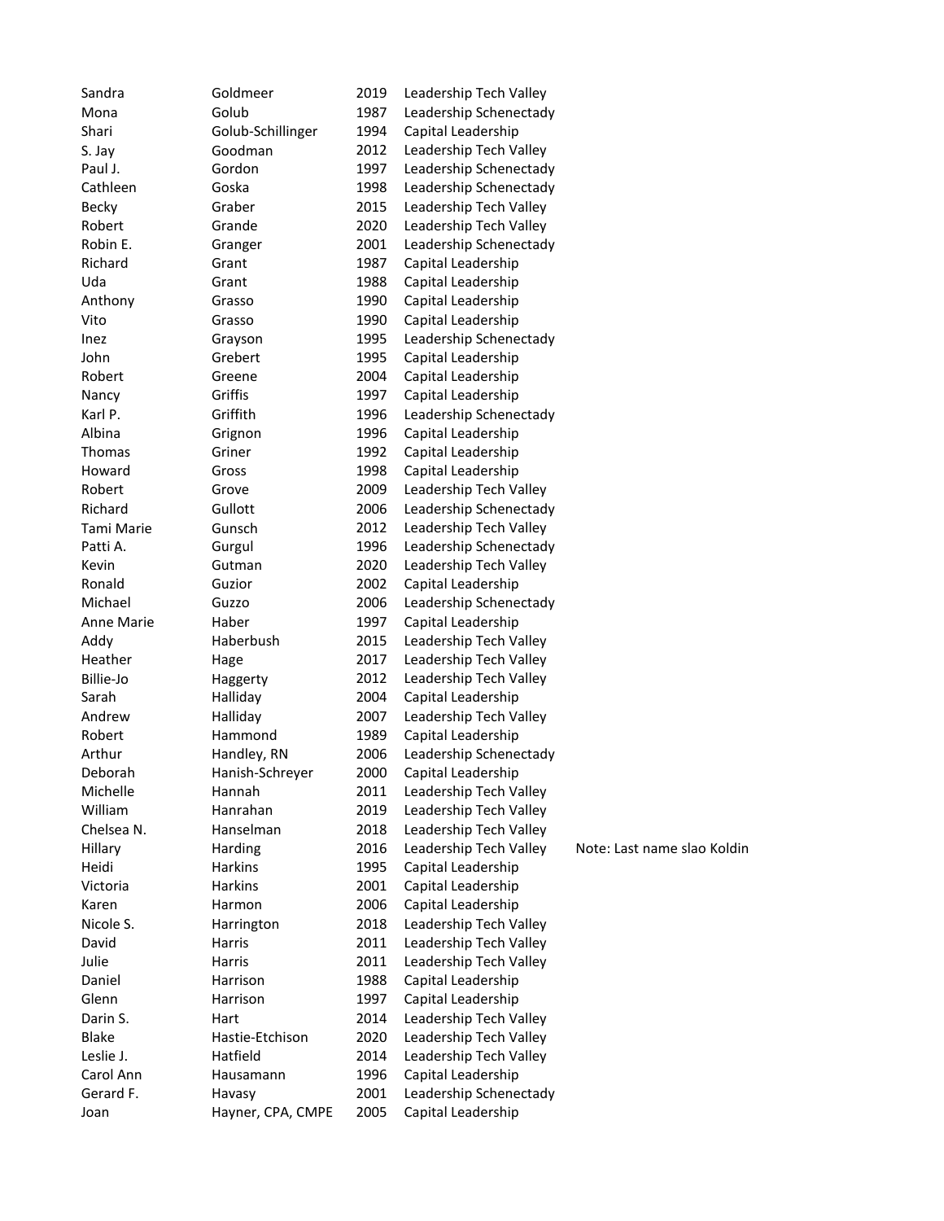| | | | | |
|---|---|---|---|---|
| Sandra | Goldmeer | 2019 | Leadership Tech Valley | |
| Mona | Golub | 1987 | Leadership Schenectady | |
| Shari | Golub-Schillinger | 1994 | Capital Leadership | |
| S. Jay | Goodman | 2012 | Leadership Tech Valley | |
| Paul J. | Gordon | 1997 | Leadership Schenectady | |
| Cathleen | Goska | 1998 | Leadership Schenectady | |
| Becky | Graber | 2015 | Leadership Tech Valley | |
| Robert | Grande | 2020 | Leadership Tech Valley | |
| Robin E. | Granger | 2001 | Leadership Schenectady | |
| Richard | Grant | 1987 | Capital Leadership | |
| Uda | Grant | 1988 | Capital Leadership | |
| Anthony | Grasso | 1990 | Capital Leadership | |
| Vito | Grasso | 1990 | Capital Leadership | |
| Inez | Grayson | 1995 | Leadership Schenectady | |
| John | Grebert | 1995 | Capital Leadership | |
| Robert | Greene | 2004 | Capital Leadership | |
| Nancy | Griffis | 1997 | Capital Leadership | |
| Karl P. | Griffith | 1996 | Leadership Schenectady | |
| Albina | Grignon | 1996 | Capital Leadership | |
| Thomas | Griner | 1992 | Capital Leadership | |
| Howard | Gross | 1998 | Capital Leadership | |
| Robert | Grove | 2009 | Leadership Tech Valley | |
| Richard | Gullott | 2006 | Leadership Schenectady | |
| Tami Marie | Gunsch | 2012 | Leadership Tech Valley | |
| Patti A. | Gurgul | 1996 | Leadership Schenectady | |
| Kevin | Gutman | 2020 | Leadership Tech Valley | |
| Ronald | Guzior | 2002 | Capital Leadership | |
| Michael | Guzzo | 2006 | Leadership Schenectady | |
| Anne Marie | Haber | 1997 | Capital Leadership | |
| Addy | Haberbush | 2015 | Leadership Tech Valley | |
| Heather | Hage | 2017 | Leadership Tech Valley | |
| Billie-Jo | Haggerty | 2012 | Leadership Tech Valley | |
| Sarah | Halliday | 2004 | Capital Leadership | |
| Andrew | Halliday | 2007 | Leadership Tech Valley | |
| Robert | Hammond | 1989 | Capital Leadership | |
| Arthur | Handley, RN | 2006 | Leadership Schenectady | |
| Deborah | Hanish-Schreyer | 2000 | Capital Leadership | |
| Michelle | Hannah | 2011 | Leadership Tech Valley | |
| William | Hanrahan | 2019 | Leadership Tech Valley | |
| Chelsea N. | Hanselman | 2018 | Leadership Tech Valley | |
| Hillary | Harding | 2016 | Leadership Tech Valley | Note: Last name slao Koldin |
| Heidi | Harkins | 1995 | Capital Leadership | |
| Victoria | Harkins | 2001 | Capital Leadership | |
| Karen | Harmon | 2006 | Capital Leadership | |
| Nicole S. | Harrington | 2018 | Leadership Tech Valley | |
| David | Harris | 2011 | Leadership Tech Valley | |
| Julie | Harris | 2011 | Leadership Tech Valley | |
| Daniel | Harrison | 1988 | Capital Leadership | |
| Glenn | Harrison | 1997 | Capital Leadership | |
| Darin S. | Hart | 2014 | Leadership Tech Valley | |
| Blake | Hastie-Etchison | 2020 | Leadership Tech Valley | |
| Leslie J. | Hatfield | 2014 | Leadership Tech Valley | |
| Carol Ann | Hausamann | 1996 | Capital Leadership | |
| Gerard F. | Havasy | 2001 | Leadership Schenectady | |
| Joan | Hayner, CPA, CMPE | 2005 | Capital Leadership | |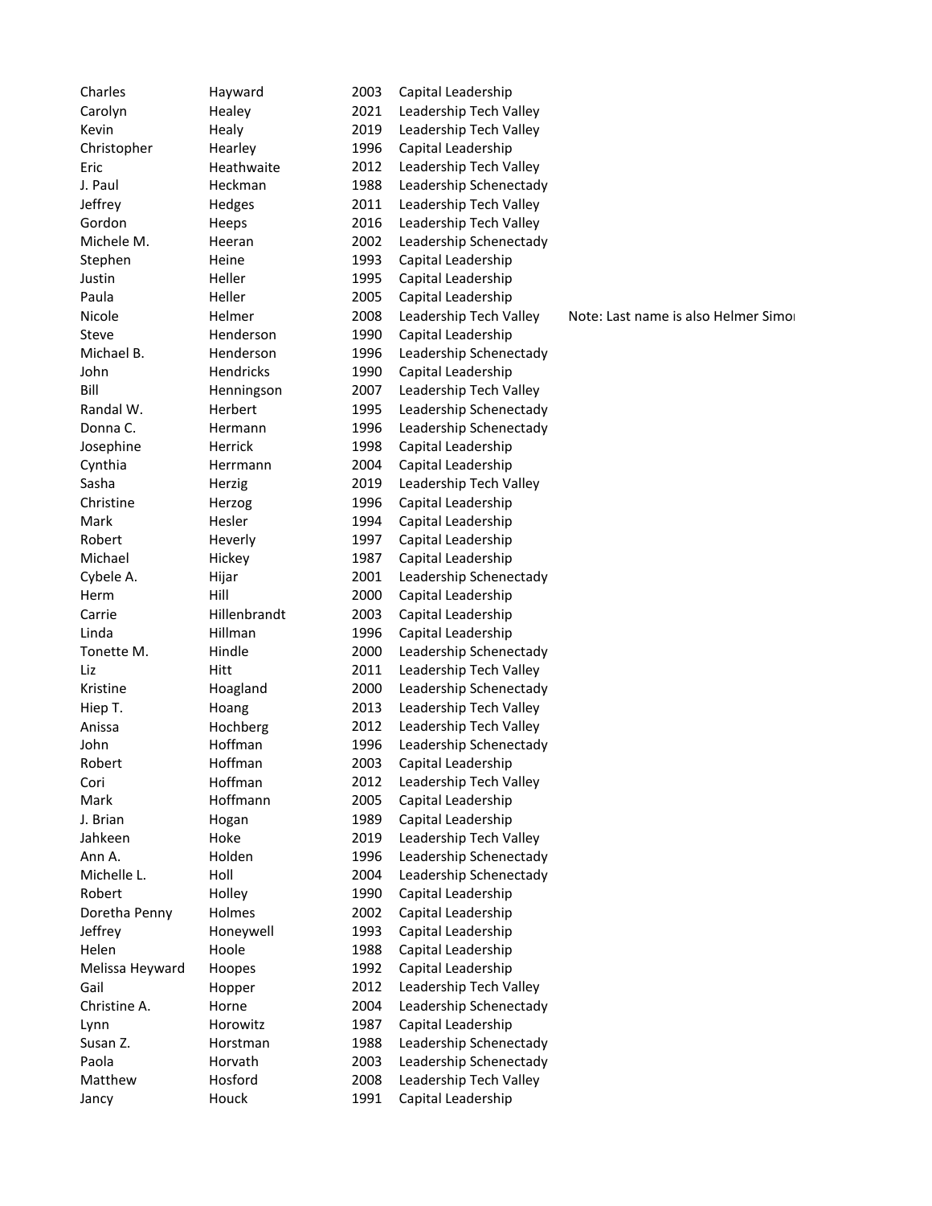| | | | | |
|---|---|---|---|---|
| Charles | Hayward | 2003 | Capital Leadership | |
| Carolyn | Healey | 2021 | Leadership Tech Valley | |
| Kevin | Healy | 2019 | Leadership Tech Valley | |
| Christopher | Hearley | 1996 | Capital Leadership | |
| Eric | Heathwaite | 2012 | Leadership Tech Valley | |
| J. Paul | Heckman | 1988 | Leadership Schenectady | |
| Jeffrey | Hedges | 2011 | Leadership Tech Valley | |
| Gordon | Heeps | 2016 | Leadership Tech Valley | |
| Michele M. | Heeran | 2002 | Leadership Schenectady | |
| Stephen | Heine | 1993 | Capital Leadership | |
| Justin | Heller | 1995 | Capital Leadership | |
| Paula | Heller | 2005 | Capital Leadership | |
| Nicole | Helmer | 2008 | Leadership Tech Valley | Note: Last name is also Helmer Simoı |
| Steve | Henderson | 1990 | Capital Leadership | |
| Michael B. | Henderson | 1996 | Leadership Schenectady | |
| John | Hendricks | 1990 | Capital Leadership | |
| Bill | Henningson | 2007 | Leadership Tech Valley | |
| Randal W. | Herbert | 1995 | Leadership Schenectady | |
| Donna C. | Hermann | 1996 | Leadership Schenectady | |
| Josephine | Herrick | 1998 | Capital Leadership | |
| Cynthia | Herrmann | 2004 | Capital Leadership | |
| Sasha | Herzig | 2019 | Leadership Tech Valley | |
| Christine | Herzog | 1996 | Capital Leadership | |
| Mark | Hesler | 1994 | Capital Leadership | |
| Robert | Heverly | 1997 | Capital Leadership | |
| Michael | Hickey | 1987 | Capital Leadership | |
| Cybele A. | Hijar | 2001 | Leadership Schenectady | |
| Herm | Hill | 2000 | Capital Leadership | |
| Carrie | Hillenbrandt | 2003 | Capital Leadership | |
| Linda | Hillman | 1996 | Capital Leadership | |
| Tonette M. | Hindle | 2000 | Leadership Schenectady | |
| Liz | Hitt | 2011 | Leadership Tech Valley | |
| Kristine | Hoagland | 2000 | Leadership Schenectady | |
| Hiep T. | Hoang | 2013 | Leadership Tech Valley | |
| Anissa | Hochberg | 2012 | Leadership Tech Valley | |
| John | Hoffman | 1996 | Leadership Schenectady | |
| Robert | Hoffman | 2003 | Capital Leadership | |
| Cori | Hoffman | 2012 | Leadership Tech Valley | |
| Mark | Hoffmann | 2005 | Capital Leadership | |
| J. Brian | Hogan | 1989 | Capital Leadership | |
| Jahkeen | Hoke | 2019 | Leadership Tech Valley | |
| Ann A. | Holden | 1996 | Leadership Schenectady | |
| Michelle L. | Holl | 2004 | Leadership Schenectady | |
| Robert | Holley | 1990 | Capital Leadership | |
| Doretha Penny | Holmes | 2002 | Capital Leadership | |
| Jeffrey | Honeywell | 1993 | Capital Leadership | |
| Helen | Hoole | 1988 | Capital Leadership | |
| Melissa Heyward | Hoopes | 1992 | Capital Leadership | |
| Gail | Hopper | 2012 | Leadership Tech Valley | |
| Christine A. | Horne | 2004 | Leadership Schenectady | |
| Lynn | Horowitz | 1987 | Capital Leadership | |
| Susan Z. | Horstman | 1988 | Leadership Schenectady | |
| Paola | Horvath | 2003 | Leadership Schenectady | |
| Matthew | Hosford | 2008 | Leadership Tech Valley | |
| Jancy | Houck | 1991 | Capital Leadership | |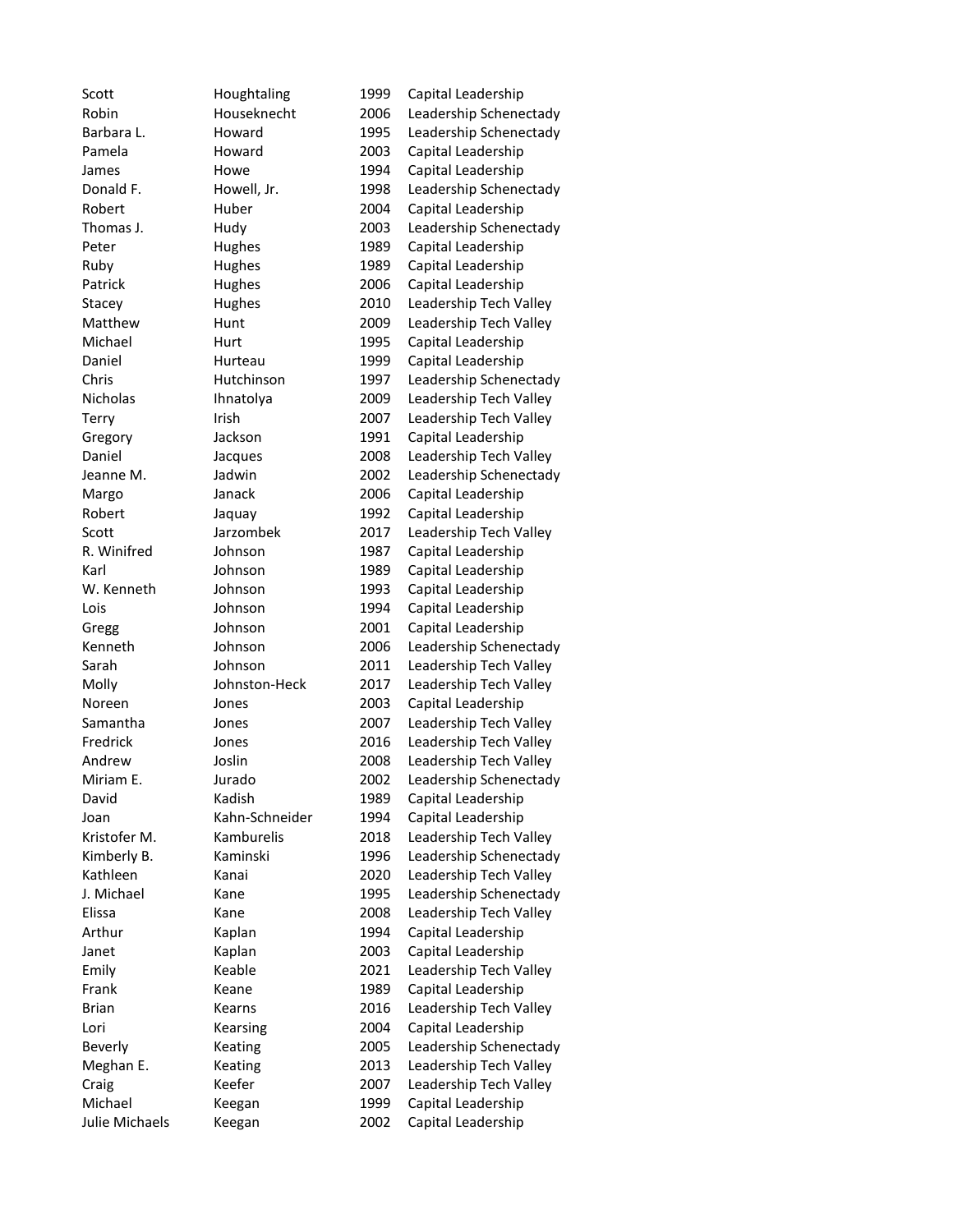| | | | |
|---|---|---|---|
| Scott | Houghtaling | 1999 | Capital Leadership |
| Robin | Houseknecht | 2006 | Leadership Schenectady |
| Barbara L. | Howard | 1995 | Leadership Schenectady |
| Pamela | Howard | 2003 | Capital Leadership |
| James | Howe | 1994 | Capital Leadership |
| Donald F. | Howell, Jr. | 1998 | Leadership Schenectady |
| Robert | Huber | 2004 | Capital Leadership |
| Thomas J. | Hudy | 2003 | Leadership Schenectady |
| Peter | Hughes | 1989 | Capital Leadership |
| Ruby | Hughes | 1989 | Capital Leadership |
| Patrick | Hughes | 2006 | Capital Leadership |
| Stacey | Hughes | 2010 | Leadership Tech Valley |
| Matthew | Hunt | 2009 | Leadership Tech Valley |
| Michael | Hurt | 1995 | Capital Leadership |
| Daniel | Hurteau | 1999 | Capital Leadership |
| Chris | Hutchinson | 1997 | Leadership Schenectady |
| Nicholas | Ihnatolya | 2009 | Leadership Tech Valley |
| Terry | Irish | 2007 | Leadership Tech Valley |
| Gregory | Jackson | 1991 | Capital Leadership |
| Daniel | Jacques | 2008 | Leadership Tech Valley |
| Jeanne M. | Jadwin | 2002 | Leadership Schenectady |
| Margo | Janack | 2006 | Capital Leadership |
| Robert | Jaquay | 1992 | Capital Leadership |
| Scott | Jarzombek | 2017 | Leadership Tech Valley |
| R. Winifred | Johnson | 1987 | Capital Leadership |
| Karl | Johnson | 1989 | Capital Leadership |
| W. Kenneth | Johnson | 1993 | Capital Leadership |
| Lois | Johnson | 1994 | Capital Leadership |
| Gregg | Johnson | 2001 | Capital Leadership |
| Kenneth | Johnson | 2006 | Leadership Schenectady |
| Sarah | Johnson | 2011 | Leadership Tech Valley |
| Molly | Johnston-Heck | 2017 | Leadership Tech Valley |
| Noreen | Jones | 2003 | Capital Leadership |
| Samantha | Jones | 2007 | Leadership Tech Valley |
| Fredrick | Jones | 2016 | Leadership Tech Valley |
| Andrew | Joslin | 2008 | Leadership Tech Valley |
| Miriam E. | Jurado | 2002 | Leadership Schenectady |
| David | Kadish | 1989 | Capital Leadership |
| Joan | Kahn-Schneider | 1994 | Capital Leadership |
| Kristofer M. | Kamburelis | 2018 | Leadership Tech Valley |
| Kimberly B. | Kaminski | 1996 | Leadership Schenectady |
| Kathleen | Kanai | 2020 | Leadership Tech Valley |
| J. Michael | Kane | 1995 | Leadership Schenectady |
| Elissa | Kane | 2008 | Leadership Tech Valley |
| Arthur | Kaplan | 1994 | Capital Leadership |
| Janet | Kaplan | 2003 | Capital Leadership |
| Emily | Keable | 2021 | Leadership Tech Valley |
| Frank | Keane | 1989 | Capital Leadership |
| Brian | Kearns | 2016 | Leadership Tech Valley |
| Lori | Kearsing | 2004 | Capital Leadership |
| Beverly | Keating | 2005 | Leadership Schenectady |
| Meghan E. | Keating | 2013 | Leadership Tech Valley |
| Craig | Keefer | 2007 | Leadership Tech Valley |
| Michael | Keegan | 1999 | Capital Leadership |
| Julie Michaels | Keegan | 2002 | Capital Leadership |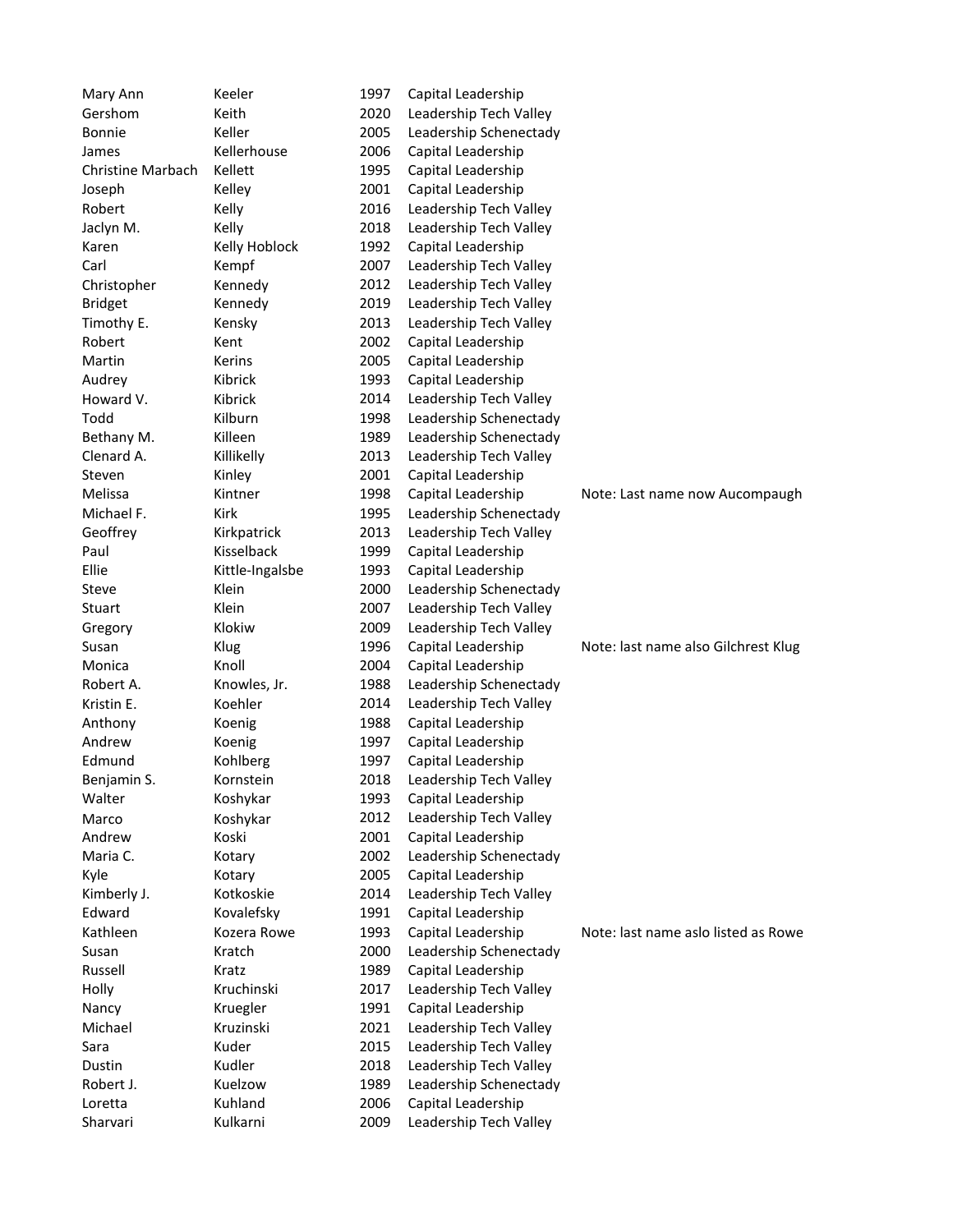| | | | | |
|---|---|---|---|---|
| Mary Ann | Keeler | 1997 | Capital Leadership | |
| Gershom | Keith | 2020 | Leadership Tech Valley | |
| Bonnie | Keller | 2005 | Leadership Schenectady | |
| James | Kellerhouse | 2006 | Capital Leadership | |
| Christine Marbach | Kellett | 1995 | Capital Leadership | |
| Joseph | Kelley | 2001 | Capital Leadership | |
| Robert | Kelly | 2016 | Leadership Tech Valley | |
| Jaclyn M. | Kelly | 2018 | Leadership Tech Valley | |
| Karen | Kelly Hoblock | 1992 | Capital Leadership | |
| Carl | Kempf | 2007 | Leadership Tech Valley | |
| Christopher | Kennedy | 2012 | Leadership Tech Valley | |
| Bridget | Kennedy | 2019 | Leadership Tech Valley | |
| Timothy E. | Kensky | 2013 | Leadership Tech Valley | |
| Robert | Kent | 2002 | Capital Leadership | |
| Martin | Kerins | 2005 | Capital Leadership | |
| Audrey | Kibrick | 1993 | Capital Leadership | |
| Howard V. | Kibrick | 2014 | Leadership Tech Valley | |
| Todd | Kilburn | 1998 | Leadership Schenectady | |
| Bethany M. | Killeen | 1989 | Leadership Schenectady | |
| Clenard A. | Killikelly | 2013 | Leadership Tech Valley | |
| Steven | Kinley | 2001 | Capital Leadership | |
| Melissa | Kintner | 1998 | Capital Leadership | Note: Last name now Aucompaugh |
| Michael F. | Kirk | 1995 | Leadership Schenectady | |
| Geoffrey | Kirkpatrick | 2013 | Leadership Tech Valley | |
| Paul | Kisselback | 1999 | Capital Leadership | |
| Ellie | Kittle-Ingalsbe | 1993 | Capital Leadership | |
| Steve | Klein | 2000 | Leadership Schenectady | |
| Stuart | Klein | 2007 | Leadership Tech Valley | |
| Gregory | Klokiw | 2009 | Leadership Tech Valley | |
| Susan | Klug | 1996 | Capital Leadership | Note: last name also Gilchrest Klug |
| Monica | Knoll | 2004 | Capital Leadership | |
| Robert A. | Knowles, Jr. | 1988 | Leadership Schenectady | |
| Kristin E. | Koehler | 2014 | Leadership Tech Valley | |
| Anthony | Koenig | 1988 | Capital Leadership | |
| Andrew | Koenig | 1997 | Capital Leadership | |
| Edmund | Kohlberg | 1997 | Capital Leadership | |
| Benjamin S. | Kornstein | 2018 | Leadership Tech Valley | |
| Walter | Koshykar | 1993 | Capital Leadership | |
| Marco | Koshykar | 2012 | Leadership Tech Valley | |
| Andrew | Koski | 2001 | Capital Leadership | |
| Maria C. | Kotary | 2002 | Leadership Schenectady | |
| Kyle | Kotary | 2005 | Capital Leadership | |
| Kimberly J. | Kotkoskie | 2014 | Leadership Tech Valley | |
| Edward | Kovalefsky | 1991 | Capital Leadership | |
| Kathleen | Kozera Rowe | 1993 | Capital Leadership | Note: last name aslo listed as Rowe |
| Susan | Kratch | 2000 | Leadership Schenectady | |
| Russell | Kratz | 1989 | Capital Leadership | |
| Holly | Kruchinski | 2017 | Leadership Tech Valley | |
| Nancy | Kruegler | 1991 | Capital Leadership | |
| Michael | Kruzinski | 2021 | Leadership Tech Valley | |
| Sara | Kuder | 2015 | Leadership Tech Valley | |
| Dustin | Kudler | 2018 | Leadership Tech Valley | |
| Robert J. | Kuelzow | 1989 | Leadership Schenectady | |
| Loretta | Kuhland | 2006 | Capital Leadership | |
| Sharvari | Kulkarni | 2009 | Leadership Tech Valley | |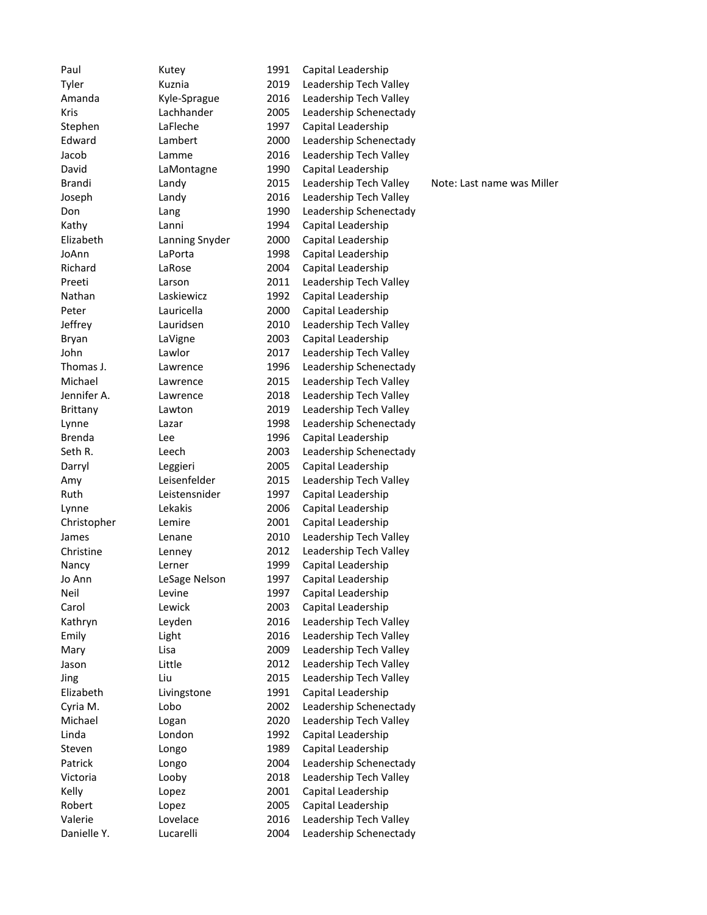| | | | | |
|---|---|---|---|---|
| Paul | Kutey | 1991 | Capital Leadership | |
| Tyler | Kuznia | 2019 | Leadership Tech Valley | |
| Amanda | Kyle-Sprague | 2016 | Leadership Tech Valley | |
| Kris | Lachhander | 2005 | Leadership Schenectady | |
| Stephen | LaFleche | 1997 | Capital Leadership | |
| Edward | Lambert | 2000 | Leadership Schenectady | |
| Jacob | Lamme | 2016 | Leadership Tech Valley | |
| David | LaMontagne | 1990 | Capital Leadership | |
| Brandi | Landy | 2015 | Leadership Tech Valley | Note: Last name was Miller |
| Joseph | Landy | 2016 | Leadership Tech Valley | |
| Don | Lang | 1990 | Leadership Schenectady | |
| Kathy | Lanni | 1994 | Capital Leadership | |
| Elizabeth | Lanning Snyder | 2000 | Capital Leadership | |
| JoAnn | LaPorta | 1998 | Capital Leadership | |
| Richard | LaRose | 2004 | Capital Leadership | |
| Preeti | Larson | 2011 | Leadership Tech Valley | |
| Nathan | Laskiewicz | 1992 | Capital Leadership | |
| Peter | Lauricella | 2000 | Capital Leadership | |
| Jeffrey | Lauridsen | 2010 | Leadership Tech Valley | |
| Bryan | LaVigne | 2003 | Capital Leadership | |
| John | Lawlor | 2017 | Leadership Tech Valley | |
| Thomas J. | Lawrence | 1996 | Leadership Schenectady | |
| Michael | Lawrence | 2015 | Leadership Tech Valley | |
| Jennifer A. | Lawrence | 2018 | Leadership Tech Valley | |
| Brittany | Lawton | 2019 | Leadership Tech Valley | |
| Lynne | Lazar | 1998 | Leadership Schenectady | |
| Brenda | Lee | 1996 | Capital Leadership | |
| Seth R. | Leech | 2003 | Leadership Schenectady | |
| Darryl | Leggieri | 2005 | Capital Leadership | |
| Amy | Leisenfelder | 2015 | Leadership Tech Valley | |
| Ruth | Leistensnider | 1997 | Capital Leadership | |
| Lynne | Lekakis | 2006 | Capital Leadership | |
| Christopher | Lemire | 2001 | Capital Leadership | |
| James | Lenane | 2010 | Leadership Tech Valley | |
| Christine | Lenney | 2012 | Leadership Tech Valley | |
| Nancy | Lerner | 1999 | Capital Leadership | |
| Jo Ann | LeSage Nelson | 1997 | Capital Leadership | |
| Neil | Levine | 1997 | Capital Leadership | |
| Carol | Lewick | 2003 | Capital Leadership | |
| Kathryn | Leyden | 2016 | Leadership Tech Valley | |
| Emily | Light | 2016 | Leadership Tech Valley | |
| Mary | Lisa | 2009 | Leadership Tech Valley | |
| Jason | Little | 2012 | Leadership Tech Valley | |
| Jing | Liu | 2015 | Leadership Tech Valley | |
| Elizabeth | Livingstone | 1991 | Capital Leadership | |
| Cyria M. | Lobo | 2002 | Leadership Schenectady | |
| Michael | Logan | 2020 | Leadership Tech Valley | |
| Linda | London | 1992 | Capital Leadership | |
| Steven | Longo | 1989 | Capital Leadership | |
| Patrick | Longo | 2004 | Leadership Schenectady | |
| Victoria | Looby | 2018 | Leadership Tech Valley | |
| Kelly | Lopez | 2001 | Capital Leadership | |
| Robert | Lopez | 2005 | Capital Leadership | |
| Valerie | Lovelace | 2016 | Leadership Tech Valley | |
| Danielle Y. | Lucarelli | 2004 | Leadership Schenectady | |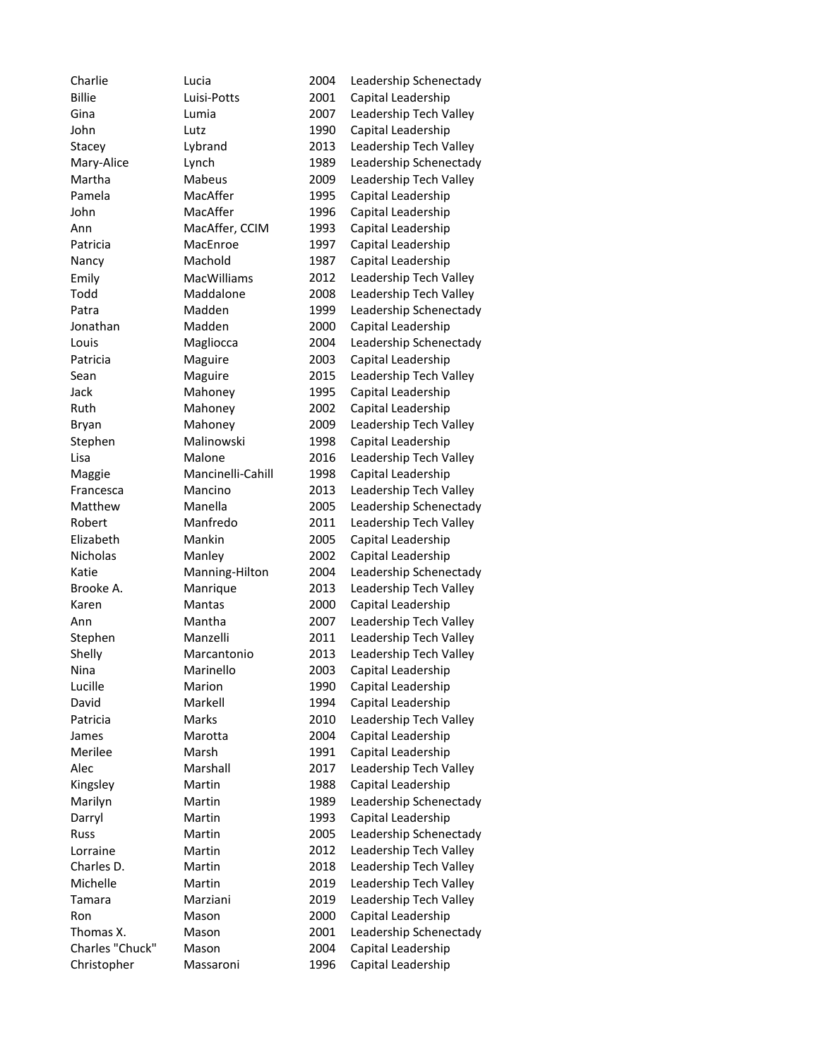| | | | |
|---|---|---|---|
| Charlie | Lucia | 2004 | Leadership Schenectady |
| Billie | Luisi-Potts | 2001 | Capital Leadership |
| Gina | Lumia | 2007 | Leadership Tech Valley |
| John | Lutz | 1990 | Capital Leadership |
| Stacey | Lybrand | 2013 | Leadership Tech Valley |
| Mary-Alice | Lynch | 1989 | Leadership Schenectady |
| Martha | Mabeus | 2009 | Leadership Tech Valley |
| Pamela | MacAffer | 1995 | Capital Leadership |
| John | MacAffer | 1996 | Capital Leadership |
| Ann | MacAffer, CCIM | 1993 | Capital Leadership |
| Patricia | MacEnroe | 1997 | Capital Leadership |
| Nancy | Machold | 1987 | Capital Leadership |
| Emily | MacWilliams | 2012 | Leadership Tech Valley |
| Todd | Maddalone | 2008 | Leadership Tech Valley |
| Patra | Madden | 1999 | Leadership Schenectady |
| Jonathan | Madden | 2000 | Capital Leadership |
| Louis | Magliocca | 2004 | Leadership Schenectady |
| Patricia | Maguire | 2003 | Capital Leadership |
| Sean | Maguire | 2015 | Leadership Tech Valley |
| Jack | Mahoney | 1995 | Capital Leadership |
| Ruth | Mahoney | 2002 | Capital Leadership |
| Bryan | Mahoney | 2009 | Leadership Tech Valley |
| Stephen | Malinowski | 1998 | Capital Leadership |
| Lisa | Malone | 2016 | Leadership Tech Valley |
| Maggie | Mancinelli-Cahill | 1998 | Capital Leadership |
| Francesca | Mancino | 2013 | Leadership Tech Valley |
| Matthew | Manella | 2005 | Leadership Schenectady |
| Robert | Manfredo | 2011 | Leadership Tech Valley |
| Elizabeth | Mankin | 2005 | Capital Leadership |
| Nicholas | Manley | 2002 | Capital Leadership |
| Katie | Manning-Hilton | 2004 | Leadership Schenectady |
| Brooke A. | Manrique | 2013 | Leadership Tech Valley |
| Karen | Mantas | 2000 | Capital Leadership |
| Ann | Mantha | 2007 | Leadership Tech Valley |
| Stephen | Manzelli | 2011 | Leadership Tech Valley |
| Shelly | Marcantonio | 2013 | Leadership Tech Valley |
| Nina | Marinello | 2003 | Capital Leadership |
| Lucille | Marion | 1990 | Capital Leadership |
| David | Markell | 1994 | Capital Leadership |
| Patricia | Marks | 2010 | Leadership Tech Valley |
| James | Marotta | 2004 | Capital Leadership |
| Merilee | Marsh | 1991 | Capital Leadership |
| Alec | Marshall | 2017 | Leadership Tech Valley |
| Kingsley | Martin | 1988 | Capital Leadership |
| Marilyn | Martin | 1989 | Leadership Schenectady |
| Darryl | Martin | 1993 | Capital Leadership |
| Russ | Martin | 2005 | Leadership Schenectady |
| Lorraine | Martin | 2012 | Leadership Tech Valley |
| Charles D. | Martin | 2018 | Leadership Tech Valley |
| Michelle | Martin | 2019 | Leadership Tech Valley |
| Tamara | Marziani | 2019 | Leadership Tech Valley |
| Ron | Mason | 2000 | Capital Leadership |
| Thomas X. | Mason | 2001 | Leadership Schenectady |
| Charles "Chuck" | Mason | 2004 | Capital Leadership |
| Christopher | Massaroni | 1996 | Capital Leadership |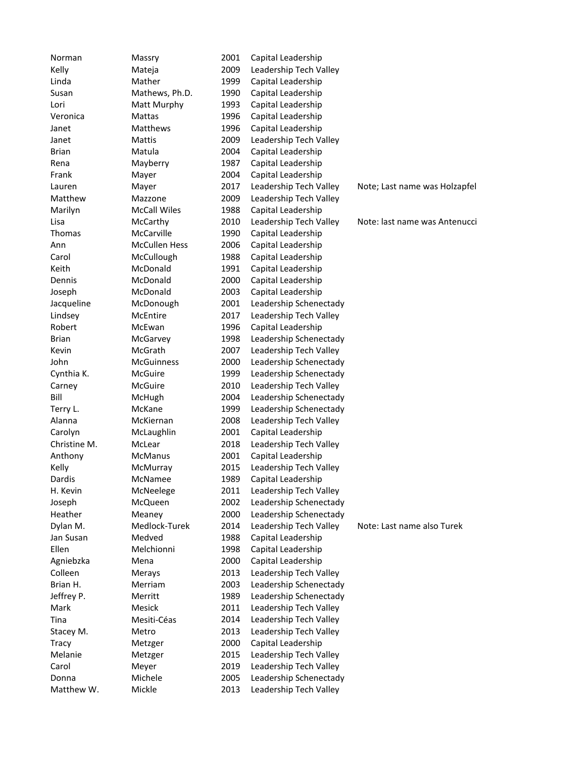| | | | | |
|---|---|---|---|---|
| Norman | Massry | 2001 | Capital Leadership | |
| Kelly | Mateja | 2009 | Leadership Tech Valley | |
| Linda | Mather | 1999 | Capital Leadership | |
| Susan | Mathews, Ph.D. | 1990 | Capital Leadership | |
| Lori | Matt Murphy | 1993 | Capital Leadership | |
| Veronica | Mattas | 1996 | Capital Leadership | |
| Janet | Matthews | 1996 | Capital Leadership | |
| Janet | Mattis | 2009 | Leadership Tech Valley | |
| Brian | Matula | 2004 | Capital Leadership | |
| Rena | Mayberry | 1987 | Capital Leadership | |
| Frank | Mayer | 2004 | Capital Leadership | |
| Lauren | Mayer | 2017 | Leadership Tech Valley | Note; Last name was Holzapfel |
| Matthew | Mazzone | 2009 | Leadership Tech Valley | |
| Marilyn | McCall Wiles | 1988 | Capital Leadership | |
| Lisa | McCarthy | 2010 | Leadership Tech Valley | Note: last name was Antenucci |
| Thomas | McCarville | 1990 | Capital Leadership | |
| Ann | McCullen Hess | 2006 | Capital Leadership | |
| Carol | McCullough | 1988 | Capital Leadership | |
| Keith | McDonald | 1991 | Capital Leadership | |
| Dennis | McDonald | 2000 | Capital Leadership | |
| Joseph | McDonald | 2003 | Capital Leadership | |
| Jacqueline | McDonough | 2001 | Leadership Schenectady | |
| Lindsey | McEntire | 2017 | Leadership Tech Valley | |
| Robert | McEwan | 1996 | Capital Leadership | |
| Brian | McGarvey | 1998 | Leadership Schenectady | |
| Kevin | McGrath | 2007 | Leadership Tech Valley | |
| John | McGuinness | 2000 | Leadership Schenectady | |
| Cynthia K. | McGuire | 1999 | Leadership Schenectady | |
| Carney | McGuire | 2010 | Leadership Tech Valley | |
| Bill | McHugh | 2004 | Leadership Schenectady | |
| Terry L. | McKane | 1999 | Leadership Schenectady | |
| Alanna | McKiernan | 2008 | Leadership Tech Valley | |
| Carolyn | McLaughlin | 2001 | Capital Leadership | |
| Christine M. | McLear | 2018 | Leadership Tech Valley | |
| Anthony | McManus | 2001 | Capital Leadership | |
| Kelly | McMurray | 2015 | Leadership Tech Valley | |
| Dardis | McNamee | 1989 | Capital Leadership | |
| H. Kevin | McNeelege | 2011 | Leadership Tech Valley | |
| Joseph | McQueen | 2002 | Leadership Schenectady | |
| Heather | Meaney | 2000 | Leadership Schenectady | |
| Dylan M. | Medlock-Turek | 2014 | Leadership Tech Valley | Note: Last name also Turek |
| Jan Susan | Medved | 1988 | Capital Leadership | |
| Ellen | Melchionni | 1998 | Capital Leadership | |
| Agniebzka | Mena | 2000 | Capital Leadership | |
| Colleen | Merays | 2013 | Leadership Tech Valley | |
| Brian H. | Merriam | 2003 | Leadership Schenectady | |
| Jeffrey P. | Merritt | 1989 | Leadership Schenectady | |
| Mark | Mesick | 2011 | Leadership Tech Valley | |
| Tina | Mesiti-Céas | 2014 | Leadership Tech Valley | |
| Stacey M. | Metro | 2013 | Leadership Tech Valley | |
| Tracy | Metzger | 2000 | Capital Leadership | |
| Melanie | Metzger | 2015 | Leadership Tech Valley | |
| Carol | Meyer | 2019 | Leadership Tech Valley | |
| Donna | Michele | 2005 | Leadership Schenectady | |
| Matthew W. | Mickle | 2013 | Leadership Tech Valley | |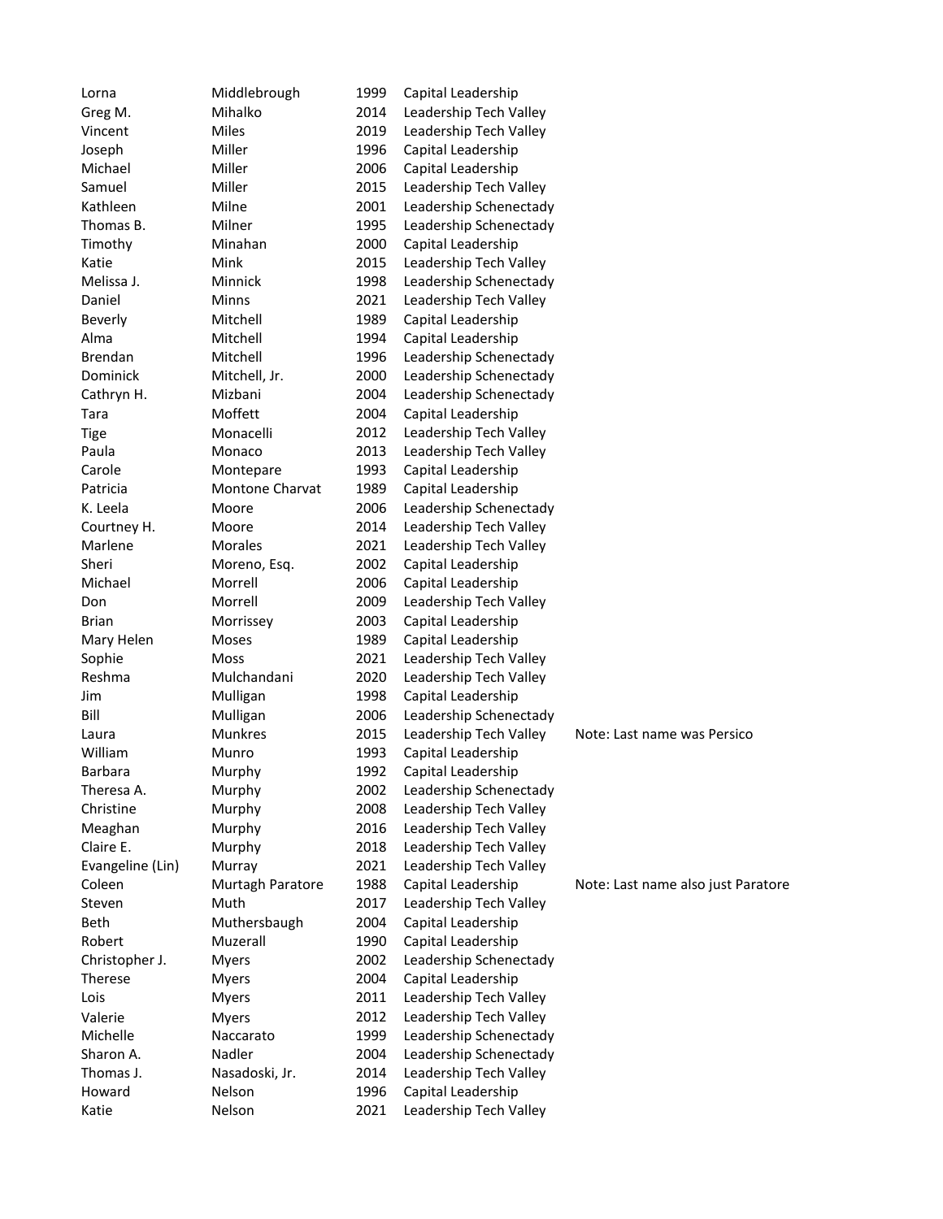| | | | | |
|---|---|---|---|---|
| Lorna | Middlebrough | 1999 | Capital Leadership | |
| Greg M. | Mihalko | 2014 | Leadership Tech Valley | |
| Vincent | Miles | 2019 | Leadership Tech Valley | |
| Joseph | Miller | 1996 | Capital Leadership | |
| Michael | Miller | 2006 | Capital Leadership | |
| Samuel | Miller | 2015 | Leadership Tech Valley | |
| Kathleen | Milne | 2001 | Leadership Schenectady | |
| Thomas B. | Milner | 1995 | Leadership Schenectady | |
| Timothy | Minahan | 2000 | Capital Leadership | |
| Katie | Mink | 2015 | Leadership Tech Valley | |
| Melissa J. | Minnick | 1998 | Leadership Schenectady | |
| Daniel | Minns | 2021 | Leadership Tech Valley | |
| Beverly | Mitchell | 1989 | Capital Leadership | |
| Alma | Mitchell | 1994 | Capital Leadership | |
| Brendan | Mitchell | 1996 | Leadership Schenectady | |
| Dominick | Mitchell, Jr. | 2000 | Leadership Schenectady | |
| Cathryn H. | Mizbani | 2004 | Leadership Schenectady | |
| Tara | Moffett | 2004 | Capital Leadership | |
| Tige | Monacelli | 2012 | Leadership Tech Valley | |
| Paula | Monaco | 2013 | Leadership Tech Valley | |
| Carole | Montepare | 1993 | Capital Leadership | |
| Patricia | Montone Charvat | 1989 | Capital Leadership | |
| K. Leela | Moore | 2006 | Leadership Schenectady | |
| Courtney H. | Moore | 2014 | Leadership Tech Valley | |
| Marlene | Morales | 2021 | Leadership Tech Valley | |
| Sheri | Moreno, Esq. | 2002 | Capital Leadership | |
| Michael | Morrell | 2006 | Capital Leadership | |
| Don | Morrell | 2009 | Leadership Tech Valley | |
| Brian | Morrissey | 2003 | Capital Leadership | |
| Mary Helen | Moses | 1989 | Capital Leadership | |
| Sophie | Moss | 2021 | Leadership Tech Valley | |
| Reshma | Mulchandani | 2020 | Leadership Tech Valley | |
| Jim | Mulligan | 1998 | Capital Leadership | |
| Bill | Mulligan | 2006 | Leadership Schenectady | |
| Laura | Munkres | 2015 | Leadership Tech Valley | Note: Last name was Persico |
| William | Munro | 1993 | Capital Leadership | |
| Barbara | Murphy | 1992 | Capital Leadership | |
| Theresa A. | Murphy | 2002 | Leadership Schenectady | |
| Christine | Murphy | 2008 | Leadership Tech Valley | |
| Meaghan | Murphy | 2016 | Leadership Tech Valley | |
| Claire E. | Murphy | 2018 | Leadership Tech Valley | |
| Evangeline (Lin) | Murray | 2021 | Leadership Tech Valley | |
| Coleen | Murtagh Paratore | 1988 | Capital Leadership | Note: Last name also just Paratore |
| Steven | Muth | 2017 | Leadership Tech Valley | |
| Beth | Muthersbaugh | 2004 | Capital Leadership | |
| Robert | Muzerall | 1990 | Capital Leadership | |
| Christopher J. | Myers | 2002 | Leadership Schenectady | |
| Therese | Myers | 2004 | Capital Leadership | |
| Lois | Myers | 2011 | Leadership Tech Valley | |
| Valerie | Myers | 2012 | Leadership Tech Valley | |
| Michelle | Naccarato | 1999 | Leadership Schenectady | |
| Sharon A. | Nadler | 2004 | Leadership Schenectady | |
| Thomas J. | Nasadoski, Jr. | 2014 | Leadership Tech Valley | |
| Howard | Nelson | 1996 | Capital Leadership | |
| Katie | Nelson | 2021 | Leadership Tech Valley | |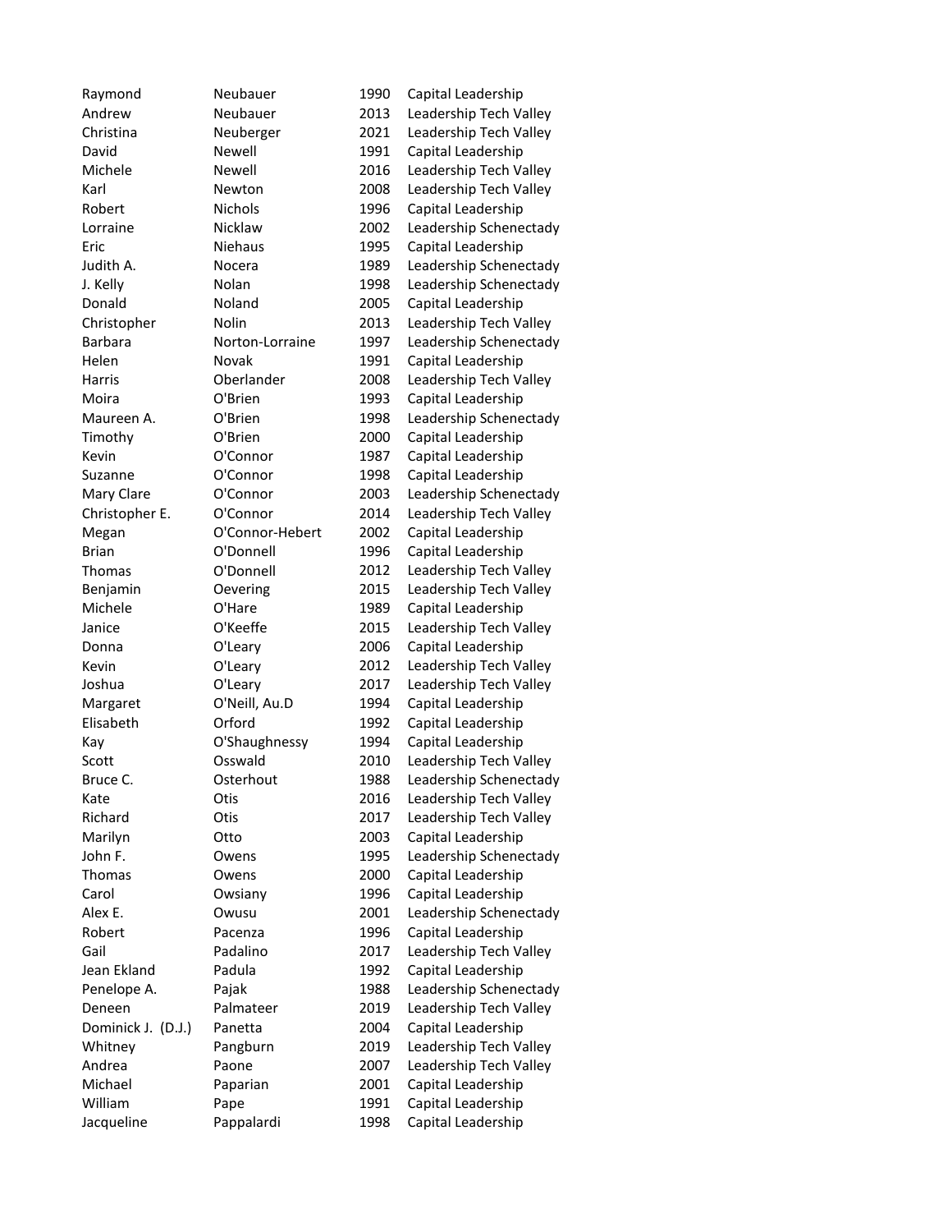| | | | |
|---|---|---|---|
| Raymond | Neubauer | 1990 | Capital Leadership |
| Andrew | Neubauer | 2013 | Leadership Tech Valley |
| Christina | Neuberger | 2021 | Leadership Tech Valley |
| David | Newell | 1991 | Capital Leadership |
| Michele | Newell | 2016 | Leadership Tech Valley |
| Karl | Newton | 2008 | Leadership Tech Valley |
| Robert | Nichols | 1996 | Capital Leadership |
| Lorraine | Nicklaw | 2002 | Leadership Schenectady |
| Eric | Niehaus | 1995 | Capital Leadership |
| Judith A. | Nocera | 1989 | Leadership Schenectady |
| J. Kelly | Nolan | 1998 | Leadership Schenectady |
| Donald | Noland | 2005 | Capital Leadership |
| Christopher | Nolin | 2013 | Leadership Tech Valley |
| Barbara | Norton-Lorraine | 1997 | Leadership Schenectady |
| Helen | Novak | 1991 | Capital Leadership |
| Harris | Oberlander | 2008 | Leadership Tech Valley |
| Moira | O'Brien | 1993 | Capital Leadership |
| Maureen A. | O'Brien | 1998 | Leadership Schenectady |
| Timothy | O'Brien | 2000 | Capital Leadership |
| Kevin | O'Connor | 1987 | Capital Leadership |
| Suzanne | O'Connor | 1998 | Capital Leadership |
| Mary Clare | O'Connor | 2003 | Leadership Schenectady |
| Christopher E. | O'Connor | 2014 | Leadership Tech Valley |
| Megan | O'Connor-Hebert | 2002 | Capital Leadership |
| Brian | O'Donnell | 1996 | Capital Leadership |
| Thomas | O'Donnell | 2012 | Leadership Tech Valley |
| Benjamin | Oevering | 2015 | Leadership Tech Valley |
| Michele | O'Hare | 1989 | Capital Leadership |
| Janice | O'Keeffe | 2015 | Leadership Tech Valley |
| Donna | O'Leary | 2006 | Capital Leadership |
| Kevin | O'Leary | 2012 | Leadership Tech Valley |
| Joshua | O'Leary | 2017 | Leadership Tech Valley |
| Margaret | O'Neill, Au.D | 1994 | Capital Leadership |
| Elisabeth | Orford | 1992 | Capital Leadership |
| Kay | O'Shaughnessy | 1994 | Capital Leadership |
| Scott | Osswald | 2010 | Leadership Tech Valley |
| Bruce C. | Osterhout | 1988 | Leadership Schenectady |
| Kate | Otis | 2016 | Leadership Tech Valley |
| Richard | Otis | 2017 | Leadership Tech Valley |
| Marilyn | Otto | 2003 | Capital Leadership |
| John F. | Owens | 1995 | Leadership Schenectady |
| Thomas | Owens | 2000 | Capital Leadership |
| Carol | Owsiany | 1996 | Capital Leadership |
| Alex E. | Owusu | 2001 | Leadership Schenectady |
| Robert | Pacenza | 1996 | Capital Leadership |
| Gail | Padalino | 2017 | Leadership Tech Valley |
| Jean Ekland | Padula | 1992 | Capital Leadership |
| Penelope A. | Pajak | 1988 | Leadership Schenectady |
| Deneen | Palmateer | 2019 | Leadership Tech Valley |
| Dominick J. (D.J.) | Panetta | 2004 | Capital Leadership |
| Whitney | Pangburn | 2019 | Leadership Tech Valley |
| Andrea | Paone | 2007 | Leadership Tech Valley |
| Michael | Paparian | 2001 | Capital Leadership |
| William | Pape | 1991 | Capital Leadership |
| Jacqueline | Pappalardi | 1998 | Capital Leadership |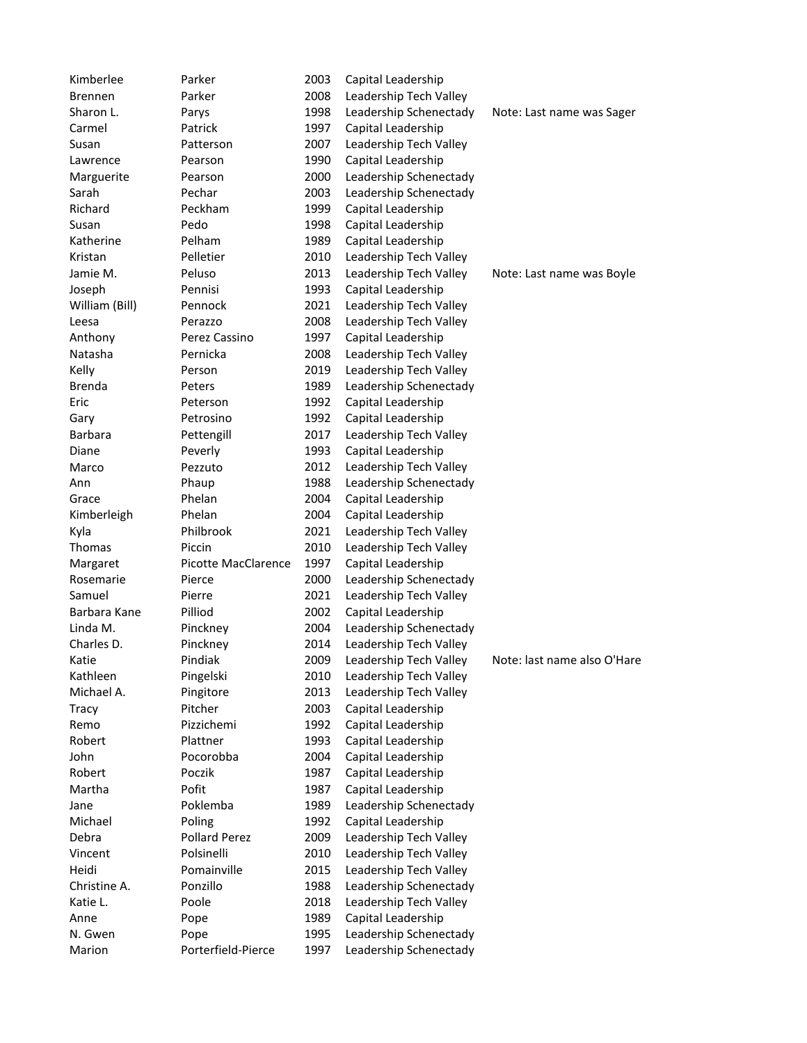| | | | | |
|---|---|---|---|---|
| Kimberlee | Parker | 2003 | Capital Leadership | |
| Brennen | Parker | 2008 | Leadership Tech Valley | |
| Sharon L. | Parys | 1998 | Leadership Schenectady | Note: Last name was Sager |
| Carmel | Patrick | 1997 | Capital Leadership | |
| Susan | Patterson | 2007 | Leadership Tech Valley | |
| Lawrence | Pearson | 1990 | Capital Leadership | |
| Marguerite | Pearson | 2000 | Leadership Schenectady | |
| Sarah | Pechar | 2003 | Leadership Schenectady | |
| Richard | Peckham | 1999 | Capital Leadership | |
| Susan | Pedo | 1998 | Capital Leadership | |
| Katherine | Pelham | 1989 | Capital Leadership | |
| Kristan | Pelletier | 2010 | Leadership Tech Valley | |
| Jamie M. | Peluso | 2013 | Leadership Tech Valley | Note: Last name was Boyle |
| Joseph | Pennisi | 1993 | Capital Leadership | |
| William (Bill) | Pennock | 2021 | Leadership Tech Valley | |
| Leesa | Perazzo | 2008 | Leadership Tech Valley | |
| Anthony | Perez Cassino | 1997 | Capital Leadership | |
| Natasha | Pernicka | 2008 | Leadership Tech Valley | |
| Kelly | Person | 2019 | Leadership Tech Valley | |
| Brenda | Peters | 1989 | Leadership Schenectady | |
| Eric | Peterson | 1992 | Capital Leadership | |
| Gary | Petrosino | 1992 | Capital Leadership | |
| Barbara | Pettengill | 2017 | Leadership Tech Valley | |
| Diane | Peverly | 1993 | Capital Leadership | |
| Marco | Pezzuto | 2012 | Leadership Tech Valley | |
| Ann | Phaup | 1988 | Leadership Schenectady | |
| Grace | Phelan | 2004 | Capital Leadership | |
| Kimberleigh | Phelan | 2004 | Capital Leadership | |
| Kyla | Philbrook | 2021 | Leadership Tech Valley | |
| Thomas | Piccin | 2010 | Leadership Tech Valley | |
| Margaret | Picotte MacClarence | 1997 | Capital Leadership | |
| Rosemarie | Pierce | 2000 | Leadership Schenectady | |
| Samuel | Pierre | 2021 | Leadership Tech Valley | |
| Barbara Kane | Pilliod | 2002 | Capital Leadership | |
| Linda M. | Pinckney | 2004 | Leadership Schenectady | |
| Charles D. | Pinckney | 2014 | Leadership Tech Valley | |
| Katie | Pindiak | 2009 | Leadership Tech Valley | Note: last name also O'Hare |
| Kathleen | Pingelski | 2010 | Leadership Tech Valley | |
| Michael A. | Pingitore | 2013 | Leadership Tech Valley | |
| Tracy | Pitcher | 2003 | Capital Leadership | |
| Remo | Pizzichemi | 1992 | Capital Leadership | |
| Robert | Plattner | 1993 | Capital Leadership | |
| John | Pocorobba | 2004 | Capital Leadership | |
| Robert | Poczik | 1987 | Capital Leadership | |
| Martha | Pofit | 1987 | Capital Leadership | |
| Jane | Poklemba | 1989 | Leadership Schenectady | |
| Michael | Poling | 1992 | Capital Leadership | |
| Debra | Pollard Perez | 2009 | Leadership Tech Valley | |
| Vincent | Polsinelli | 2010 | Leadership Tech Valley | |
| Heidi | Pomainville | 2015 | Leadership Tech Valley | |
| Christine A. | Ponzillo | 1988 | Leadership Schenectady | |
| Katie L. | Poole | 2018 | Leadership Tech Valley | |
| Anne | Pope | 1989 | Capital Leadership | |
| N. Gwen | Pope | 1995 | Leadership Schenectady | |
| Marion | Porterfield-Pierce | 1997 | Leadership Schenectady | |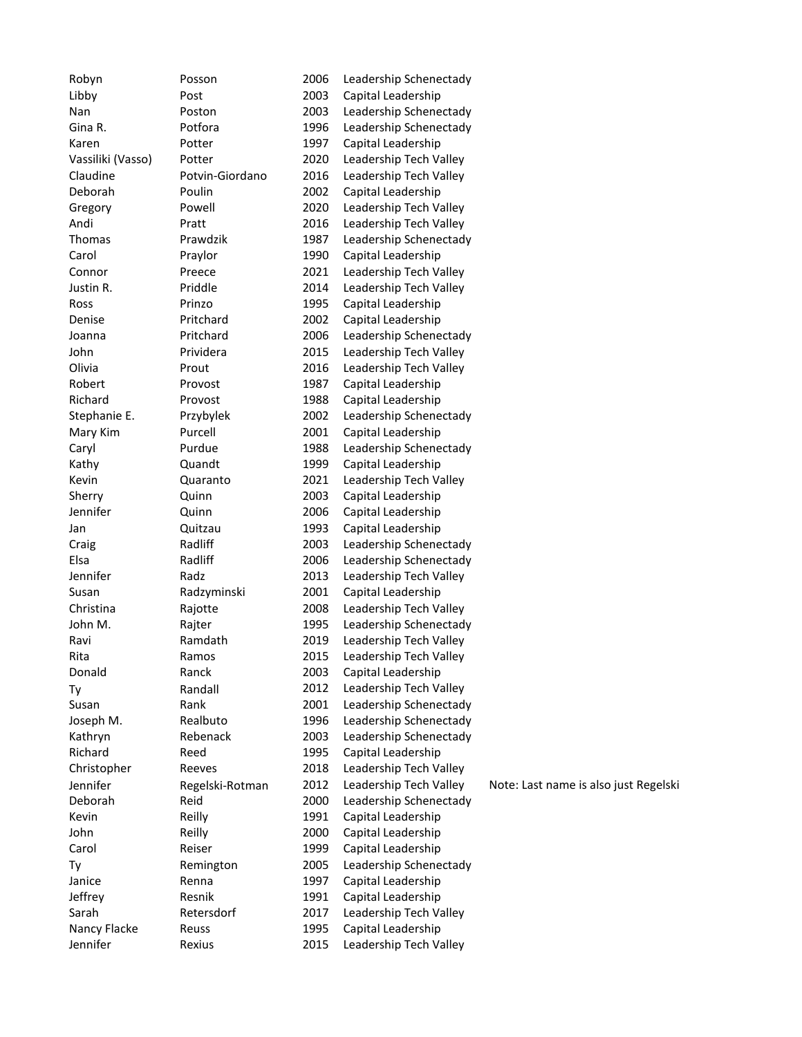| Robyn | Posson | 2006 | Leadership Schenectady | |
|---|---|---|---|---|
| Libby | Post | 2003 | Capital Leadership | |
| Nan | Poston | 2003 | Leadership Schenectady | |
| Gina R. | Potfora | 1996 | Leadership Schenectady | |
| Karen | Potter | 1997 | Capital Leadership | |
| Vassiliki (Vasso) | Potter | 2020 | Leadership Tech Valley | |
| Claudine | Potvin-Giordano | 2016 | Leadership Tech Valley | |
| Deborah | Poulin | 2002 | Capital Leadership | |
| Gregory | Powell | 2020 | Leadership Tech Valley | |
| Andi | Pratt | 2016 | Leadership Tech Valley | |
| Thomas | Prawdzik | 1987 | Leadership Schenectady | |
| Carol | Praylor | 1990 | Capital Leadership | |
| Connor | Preece | 2021 | Leadership Tech Valley | |
| Justin R. | Priddle | 2014 | Leadership Tech Valley | |
| Ross | Prinzo | 1995 | Capital Leadership | |
| Denise | Pritchard | 2002 | Capital Leadership | |
| Joanna | Pritchard | 2006 | Leadership Schenectady | |
| John | Prividera | 2015 | Leadership Tech Valley | |
| Olivia | Prout | 2016 | Leadership Tech Valley | |
| Robert | Provost | 1987 | Capital Leadership | |
| Richard | Provost | 1988 | Capital Leadership | |
| Stephanie E. | Przybylek | 2002 | Leadership Schenectady | |
| Mary Kim | Purcell | 2001 | Capital Leadership | |
| Caryl | Purdue | 1988 | Leadership Schenectady | |
| Kathy | Quandt | 1999 | Capital Leadership | |
| Kevin | Quaranto | 2021 | Leadership Tech Valley | |
| Sherry | Quinn | 2003 | Capital Leadership | |
| Jennifer | Quinn | 2006 | Capital Leadership | |
| Jan | Quitzau | 1993 | Capital Leadership | |
| Craig | Radliff | 2003 | Leadership Schenectady | |
| Elsa | Radliff | 2006 | Leadership Schenectady | |
| Jennifer | Radz | 2013 | Leadership Tech Valley | |
| Susan | Radzyminski | 2001 | Capital Leadership | |
| Christina | Rajotte | 2008 | Leadership Tech Valley | |
| John M. | Rajter | 1995 | Leadership Schenectady | |
| Ravi | Ramdath | 2019 | Leadership Tech Valley | |
| Rita | Ramos | 2015 | Leadership Tech Valley | |
| Donald | Ranck | 2003 | Capital Leadership | |
| Ty | Randall | 2012 | Leadership Tech Valley | |
| Susan | Rank | 2001 | Leadership Schenectady | |
| Joseph M. | Realbuto | 1996 | Leadership Schenectady | |
| Kathryn | Rebenack | 2003 | Leadership Schenectady | |
| Richard | Reed | 1995 | Capital Leadership | |
| Christopher | Reeves | 2018 | Leadership Tech Valley | |
| Jennifer | Regelski-Rotman | 2012 | Leadership Tech Valley | Note: Last name is also just Regelski |
| Deborah | Reid | 2000 | Leadership Schenectady | |
| Kevin | Reilly | 1991 | Capital Leadership | |
| John | Reilly | 2000 | Capital Leadership | |
| Carol | Reiser | 1999 | Capital Leadership | |
| Ty | Remington | 2005 | Leadership Schenectady | |
| Janice | Renna | 1997 | Capital Leadership | |
| Jeffrey | Resnik | 1991 | Capital Leadership | |
| Sarah | Retersdorf | 2017 | Leadership Tech Valley | |
| Nancy Flacke | Reuss | 1995 | Capital Leadership | |
| Jennifer | Rexius | 2015 | Leadership Tech Valley | |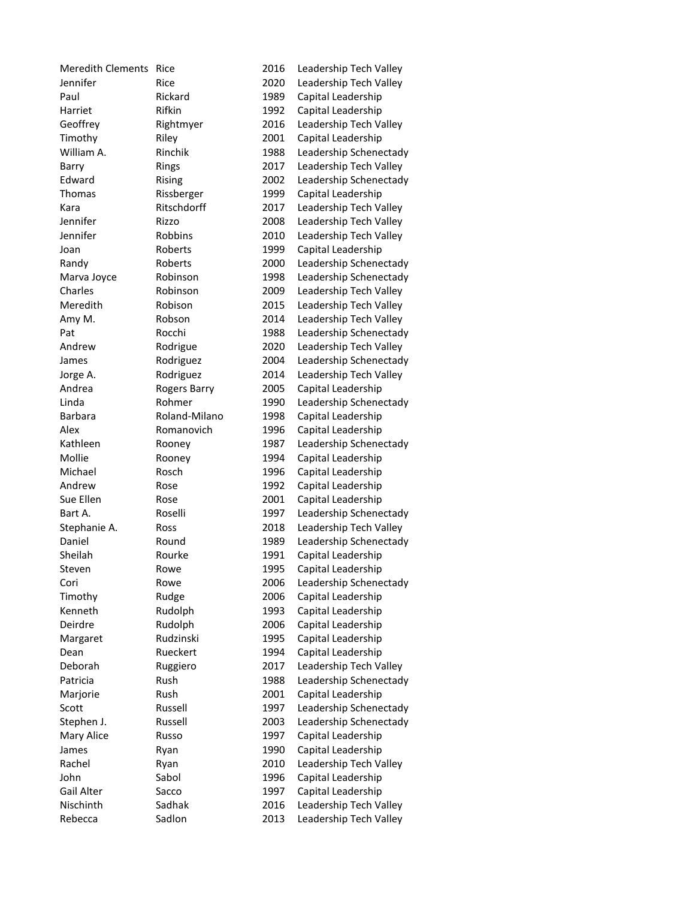| | | | |
|---|---|---|---|
| Meredith Clements | Rice | 2016 | Leadership Tech Valley |
| Jennifer | Rice | 2020 | Leadership Tech Valley |
| Paul | Rickard | 1989 | Capital Leadership |
| Harriet | Rifkin | 1992 | Capital Leadership |
| Geoffrey | Rightmyer | 2016 | Leadership Tech Valley |
| Timothy | Riley | 2001 | Capital Leadership |
| William A. | Rinchik | 1988 | Leadership Schenectady |
| Barry | Rings | 2017 | Leadership Tech Valley |
| Edward | Rising | 2002 | Leadership Schenectady |
| Thomas | Rissberger | 1999 | Capital Leadership |
| Kara | Ritschdorff | 2017 | Leadership Tech Valley |
| Jennifer | Rizzo | 2008 | Leadership Tech Valley |
| Jennifer | Robbins | 2010 | Leadership Tech Valley |
| Joan | Roberts | 1999 | Capital Leadership |
| Randy | Roberts | 2000 | Leadership Schenectady |
| Marva Joyce | Robinson | 1998 | Leadership Schenectady |
| Charles | Robinson | 2009 | Leadership Tech Valley |
| Meredith | Robison | 2015 | Leadership Tech Valley |
| Amy M. | Robson | 2014 | Leadership Tech Valley |
| Pat | Rocchi | 1988 | Leadership Schenectady |
| Andrew | Rodrigue | 2020 | Leadership Tech Valley |
| James | Rodriguez | 2004 | Leadership Schenectady |
| Jorge A. | Rodriguez | 2014 | Leadership Tech Valley |
| Andrea | Rogers Barry | 2005 | Capital Leadership |
| Linda | Rohmer | 1990 | Leadership Schenectady |
| Barbara | Roland-Milano | 1998 | Capital Leadership |
| Alex | Romanovich | 1996 | Capital Leadership |
| Kathleen | Rooney | 1987 | Leadership Schenectady |
| Mollie | Rooney | 1994 | Capital Leadership |
| Michael | Rosch | 1996 | Capital Leadership |
| Andrew | Rose | 1992 | Capital Leadership |
| Sue Ellen | Rose | 2001 | Capital Leadership |
| Bart A. | Roselli | 1997 | Leadership Schenectady |
| Stephanie A. | Ross | 2018 | Leadership Tech Valley |
| Daniel | Round | 1989 | Leadership Schenectady |
| Sheilah | Rourke | 1991 | Capital Leadership |
| Steven | Rowe | 1995 | Capital Leadership |
| Cori | Rowe | 2006 | Leadership Schenectady |
| Timothy | Rudge | 2006 | Capital Leadership |
| Kenneth | Rudolph | 1993 | Capital Leadership |
| Deirdre | Rudolph | 2006 | Capital Leadership |
| Margaret | Rudzinski | 1995 | Capital Leadership |
| Dean | Rueckert | 1994 | Capital Leadership |
| Deborah | Ruggiero | 2017 | Leadership Tech Valley |
| Patricia | Rush | 1988 | Leadership Schenectady |
| Marjorie | Rush | 2001 | Capital Leadership |
| Scott | Russell | 1997 | Leadership Schenectady |
| Stephen J. | Russell | 2003 | Leadership Schenectady |
| Mary Alice | Russo | 1997 | Capital Leadership |
| James | Ryan | 1990 | Capital Leadership |
| Rachel | Ryan | 2010 | Leadership Tech Valley |
| John | Sabol | 1996 | Capital Leadership |
| Gail Alter | Sacco | 1997 | Capital Leadership |
| Nischinth | Sadhak | 2016 | Leadership Tech Valley |
| Rebecca | Sadlon | 2013 | Leadership Tech Valley |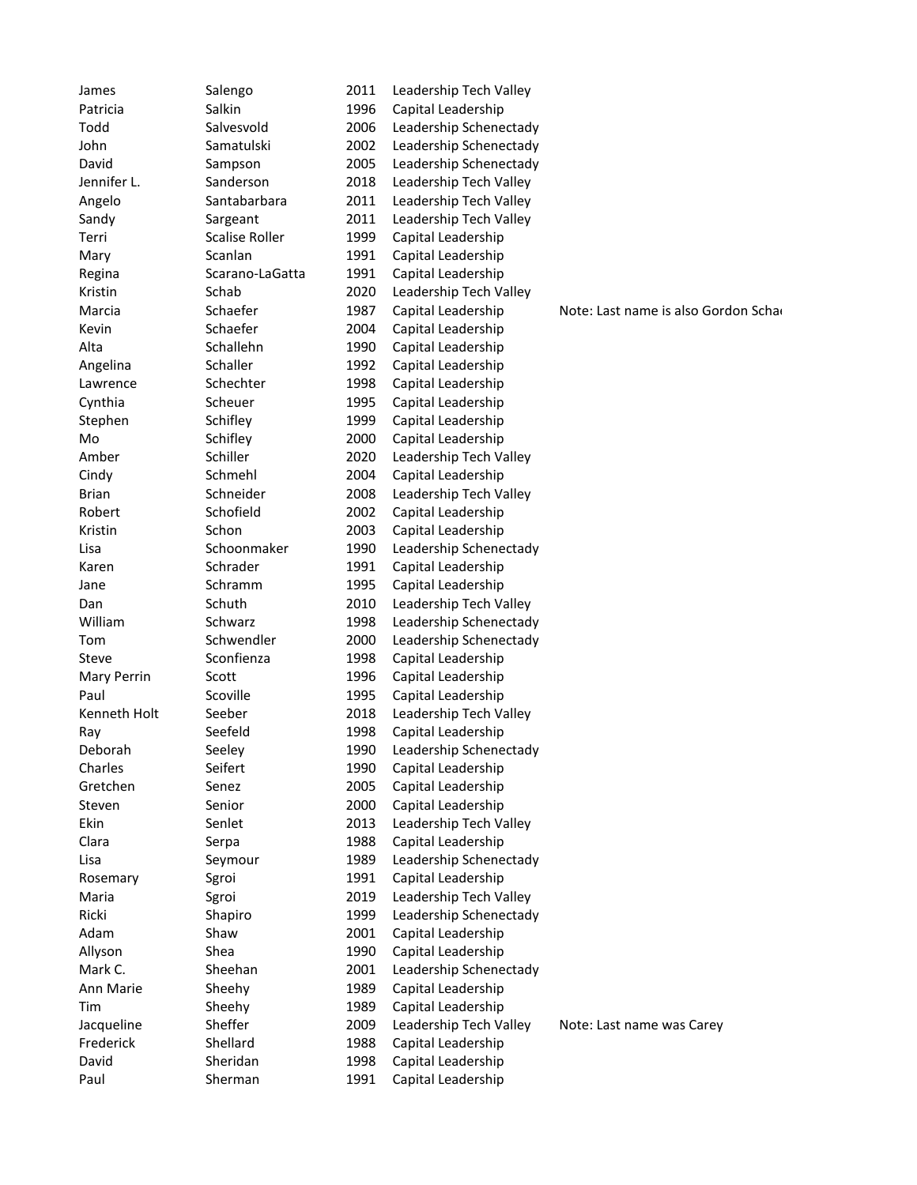| | | | | |
|---|---|---|---|---|
| James | Salengo | 2011 | Leadership Tech Valley | |
| Patricia | Salkin | 1996 | Capital Leadership | |
| Todd | Salvesvold | 2006 | Leadership Schenectady | |
| John | Samatulski | 2002 | Leadership Schenectady | |
| David | Sampson | 2005 | Leadership Schenectady | |
| Jennifer L. | Sanderson | 2018 | Leadership Tech Valley | |
| Angelo | Santabarbara | 2011 | Leadership Tech Valley | |
| Sandy | Sargeant | 2011 | Leadership Tech Valley | |
| Terri | Scalise Roller | 1999 | Capital Leadership | |
| Mary | Scanlan | 1991 | Capital Leadership | |
| Regina | Scarano-LaGatta | 1991 | Capital Leadership | |
| Kristin | Schab | 2020 | Leadership Tech Valley | |
| Marcia | Schaefer | 1987 | Capital Leadership | Note: Last name is also Gordon Scha |
| Kevin | Schaefer | 2004 | Capital Leadership | |
| Alta | Schallehn | 1990 | Capital Leadership | |
| Angelina | Schaller | 1992 | Capital Leadership | |
| Lawrence | Schechter | 1998 | Capital Leadership | |
| Cynthia | Scheuer | 1995 | Capital Leadership | |
| Stephen | Schifley | 1999 | Capital Leadership | |
| Mo | Schifley | 2000 | Capital Leadership | |
| Amber | Schiller | 2020 | Leadership Tech Valley | |
| Cindy | Schmehl | 2004 | Capital Leadership | |
| Brian | Schneider | 2008 | Leadership Tech Valley | |
| Robert | Schofield | 2002 | Capital Leadership | |
| Kristin | Schon | 2003 | Capital Leadership | |
| Lisa | Schoonmaker | 1990 | Leadership Schenectady | |
| Karen | Schrader | 1991 | Capital Leadership | |
| Jane | Schramm | 1995 | Capital Leadership | |
| Dan | Schuth | 2010 | Leadership Tech Valley | |
| William | Schwarz | 1998 | Leadership Schenectady | |
| Tom | Schwendler | 2000 | Leadership Schenectady | |
| Steve | Sconfienza | 1998 | Capital Leadership | |
| Mary Perrin | Scott | 1996 | Capital Leadership | |
| Paul | Scoville | 1995 | Capital Leadership | |
| Kenneth Holt | Seeber | 2018 | Leadership Tech Valley | |
| Ray | Seefeld | 1998 | Capital Leadership | |
| Deborah | Seeley | 1990 | Leadership Schenectady | |
| Charles | Seifert | 1990 | Capital Leadership | |
| Gretchen | Senez | 2005 | Capital Leadership | |
| Steven | Senior | 2000 | Capital Leadership | |
| Ekin | Senlet | 2013 | Leadership Tech Valley | |
| Clara | Serpa | 1988 | Capital Leadership | |
| Lisa | Seymour | 1989 | Leadership Schenectady | |
| Rosemary | Sgroi | 1991 | Capital Leadership | |
| Maria | Sgroi | 2019 | Leadership Tech Valley | |
| Ricki | Shapiro | 1999 | Leadership Schenectady | |
| Adam | Shaw | 2001 | Capital Leadership | |
| Allyson | Shea | 1990 | Capital Leadership | |
| Mark C. | Sheehan | 2001 | Leadership Schenectady | |
| Ann Marie | Sheehy | 1989 | Capital Leadership | |
| Tim | Sheehy | 1989 | Capital Leadership | |
| Jacqueline | Sheffer | 2009 | Leadership Tech Valley | Note: Last name was Carey |
| Frederick | Shellard | 1988 | Capital Leadership | |
| David | Sheridan | 1998 | Capital Leadership | |
| Paul | Sherman | 1991 | Capital Leadership | |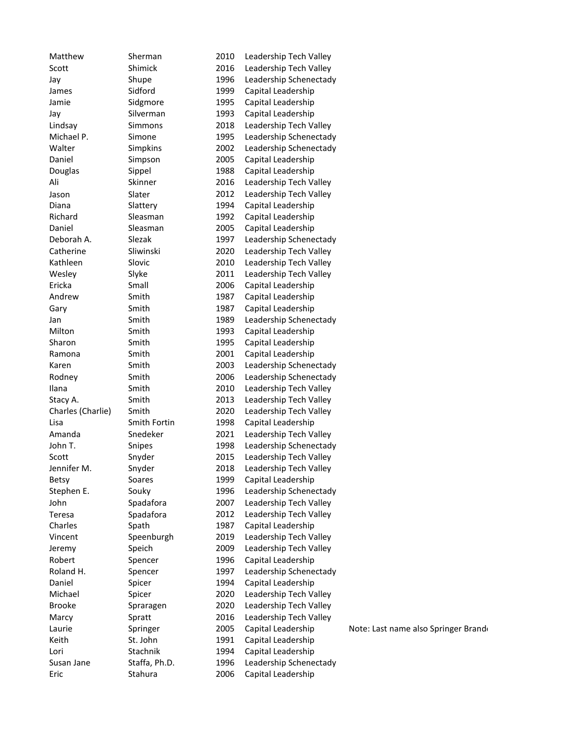| | | | | |
|---|---|---|---|---|
| Matthew | Sherman | 2010 | Leadership Tech Valley | |
| Scott | Shimick | 2016 | Leadership Tech Valley | |
| Jay | Shupe | 1996 | Leadership Schenectady | |
| James | Sidford | 1999 | Capital Leadership | |
| Jamie | Sidgmore | 1995 | Capital Leadership | |
| Jay | Silverman | 1993 | Capital Leadership | |
| Lindsay | Simmons | 2018 | Leadership Tech Valley | |
| Michael P. | Simone | 1995 | Leadership Schenectady | |
| Walter | Simpkins | 2002 | Leadership Schenectady | |
| Daniel | Simpson | 2005 | Capital Leadership | |
| Douglas | Sippel | 1988 | Capital Leadership | |
| Ali | Skinner | 2016 | Leadership Tech Valley | |
| Jason | Slater | 2012 | Leadership Tech Valley | |
| Diana | Slattery | 1994 | Capital Leadership | |
| Richard | Sleasman | 1992 | Capital Leadership | |
| Daniel | Sleasman | 2005 | Capital Leadership | |
| Deborah A. | Slezak | 1997 | Leadership Schenectady | |
| Catherine | Sliwinski | 2020 | Leadership Tech Valley | |
| Kathleen | Slovic | 2010 | Leadership Tech Valley | |
| Wesley | Slyke | 2011 | Leadership Tech Valley | |
| Ericka | Small | 2006 | Capital Leadership | |
| Andrew | Smith | 1987 | Capital Leadership | |
| Gary | Smith | 1987 | Capital Leadership | |
| Jan | Smith | 1989 | Leadership Schenectady | |
| Milton | Smith | 1993 | Capital Leadership | |
| Sharon | Smith | 1995 | Capital Leadership | |
| Ramona | Smith | 2001 | Capital Leadership | |
| Karen | Smith | 2003 | Leadership Schenectady | |
| Rodney | Smith | 2006 | Leadership Schenectady | |
| Ilana | Smith | 2010 | Leadership Tech Valley | |
| Stacy A. | Smith | 2013 | Leadership Tech Valley | |
| Charles (Charlie) | Smith | 2020 | Leadership Tech Valley | |
| Lisa | Smith Fortin | 1998 | Capital Leadership | |
| Amanda | Snedeker | 2021 | Leadership Tech Valley | |
| John T. | Snipes | 1998 | Leadership Schenectady | |
| Scott | Snyder | 2015 | Leadership Tech Valley | |
| Jennifer M. | Snyder | 2018 | Leadership Tech Valley | |
| Betsy | Soares | 1999 | Capital Leadership | |
| Stephen E. | Souky | 1996 | Leadership Schenectady | |
| John | Spadafora | 2007 | Leadership Tech Valley | |
| Teresa | Spadafora | 2012 | Leadership Tech Valley | |
| Charles | Spath | 1987 | Capital Leadership | |
| Vincent | Speenburgh | 2019 | Leadership Tech Valley | |
| Jeremy | Speich | 2009 | Leadership Tech Valley | |
| Robert | Spencer | 1996 | Capital Leadership | |
| Roland H. | Spencer | 1997 | Leadership Schenectady | |
| Daniel | Spicer | 1994 | Capital Leadership | |
| Michael | Spicer | 2020 | Leadership Tech Valley | |
| Brooke | Spraragen | 2020 | Leadership Tech Valley | |
| Marcy | Spratt | 2016 | Leadership Tech Valley | |
| Laurie | Springer | 2005 | Capital Leadership | Note: Last name also Springer Brand |
| Keith | St. John | 1991 | Capital Leadership | |
| Lori | Stachnik | 1994 | Capital Leadership | |
| Susan Jane | Staffa, Ph.D. | 1996 | Leadership Schenectady | |
| Eric | Stahura | 2006 | Capital Leadership | |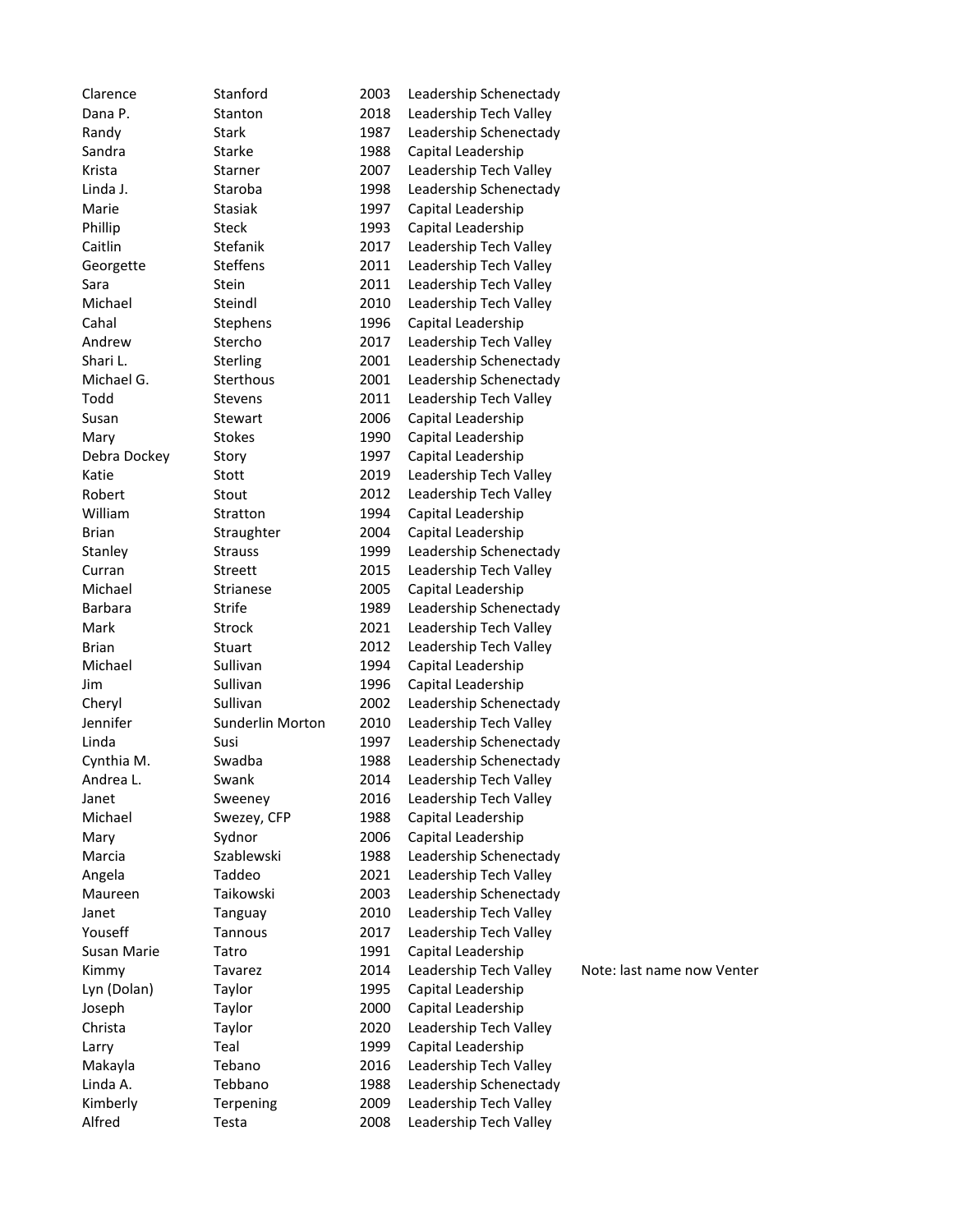| | | | | |
|---|---|---|---|---|
| Clarence | Stanford | 2003 | Leadership Schenectady | |
| Dana P. | Stanton | 2018 | Leadership Tech Valley | |
| Randy | Stark | 1987 | Leadership Schenectady | |
| Sandra | Starke | 1988 | Capital Leadership | |
| Krista | Starner | 2007 | Leadership Tech Valley | |
| Linda J. | Staroba | 1998 | Leadership Schenectady | |
| Marie | Stasiak | 1997 | Capital Leadership | |
| Phillip | Steck | 1993 | Capital Leadership | |
| Caitlin | Stefanik | 2017 | Leadership Tech Valley | |
| Georgette | Steffens | 2011 | Leadership Tech Valley | |
| Sara | Stein | 2011 | Leadership Tech Valley | |
| Michael | Steindl | 2010 | Leadership Tech Valley | |
| Cahal | Stephens | 1996 | Capital Leadership | |
| Andrew | Stercho | 2017 | Leadership Tech Valley | |
| Shari L. | Sterling | 2001 | Leadership Schenectady | |
| Michael G. | Sterthous | 2001 | Leadership Schenectady | |
| Todd | Stevens | 2011 | Leadership Tech Valley | |
| Susan | Stewart | 2006 | Capital Leadership | |
| Mary | Stokes | 1990 | Capital Leadership | |
| Debra Dockey | Story | 1997 | Capital Leadership | |
| Katie | Stott | 2019 | Leadership Tech Valley | |
| Robert | Stout | 2012 | Leadership Tech Valley | |
| William | Stratton | 1994 | Capital Leadership | |
| Brian | Straughter | 2004 | Capital Leadership | |
| Stanley | Strauss | 1999 | Leadership Schenectady | |
| Curran | Streett | 2015 | Leadership Tech Valley | |
| Michael | Strianese | 2005 | Capital Leadership | |
| Barbara | Strife | 1989 | Leadership Schenectady | |
| Mark | Strock | 2021 | Leadership Tech Valley | |
| Brian | Stuart | 2012 | Leadership Tech Valley | |
| Michael | Sullivan | 1994 | Capital Leadership | |
| Jim | Sullivan | 1996 | Capital Leadership | |
| Cheryl | Sullivan | 2002 | Leadership Schenectady | |
| Jennifer | Sunderlin Morton | 2010 | Leadership Tech Valley | |
| Linda | Susi | 1997 | Leadership Schenectady | |
| Cynthia M. | Swadba | 1988 | Leadership Schenectady | |
| Andrea L. | Swank | 2014 | Leadership Tech Valley | |
| Janet | Sweeney | 2016 | Leadership Tech Valley | |
| Michael | Swezey, CFP | 1988 | Capital Leadership | |
| Mary | Sydnor | 2006 | Capital Leadership | |
| Marcia | Szablewski | 1988 | Leadership Schenectady | |
| Angela | Taddeo | 2021 | Leadership Tech Valley | |
| Maureen | Taikowski | 2003 | Leadership Schenectady | |
| Janet | Tanguay | 2010 | Leadership Tech Valley | |
| Youseff | Tannous | 2017 | Leadership Tech Valley | |
| Susan Marie | Tatro | 1991 | Capital Leadership | |
| Kimmy | Tavarez | 2014 | Leadership Tech Valley | Note: last name now Venter |
| Lyn (Dolan) | Taylor | 1995 | Capital Leadership | |
| Joseph | Taylor | 2000 | Capital Leadership | |
| Christa | Taylor | 2020 | Leadership Tech Valley | |
| Larry | Teal | 1999 | Capital Leadership | |
| Makayla | Tebano | 2016 | Leadership Tech Valley | |
| Linda A. | Tebbano | 1988 | Leadership Schenectady | |
| Kimberly | Terpening | 2009 | Leadership Tech Valley | |
| Alfred | Testa | 2008 | Leadership Tech Valley | |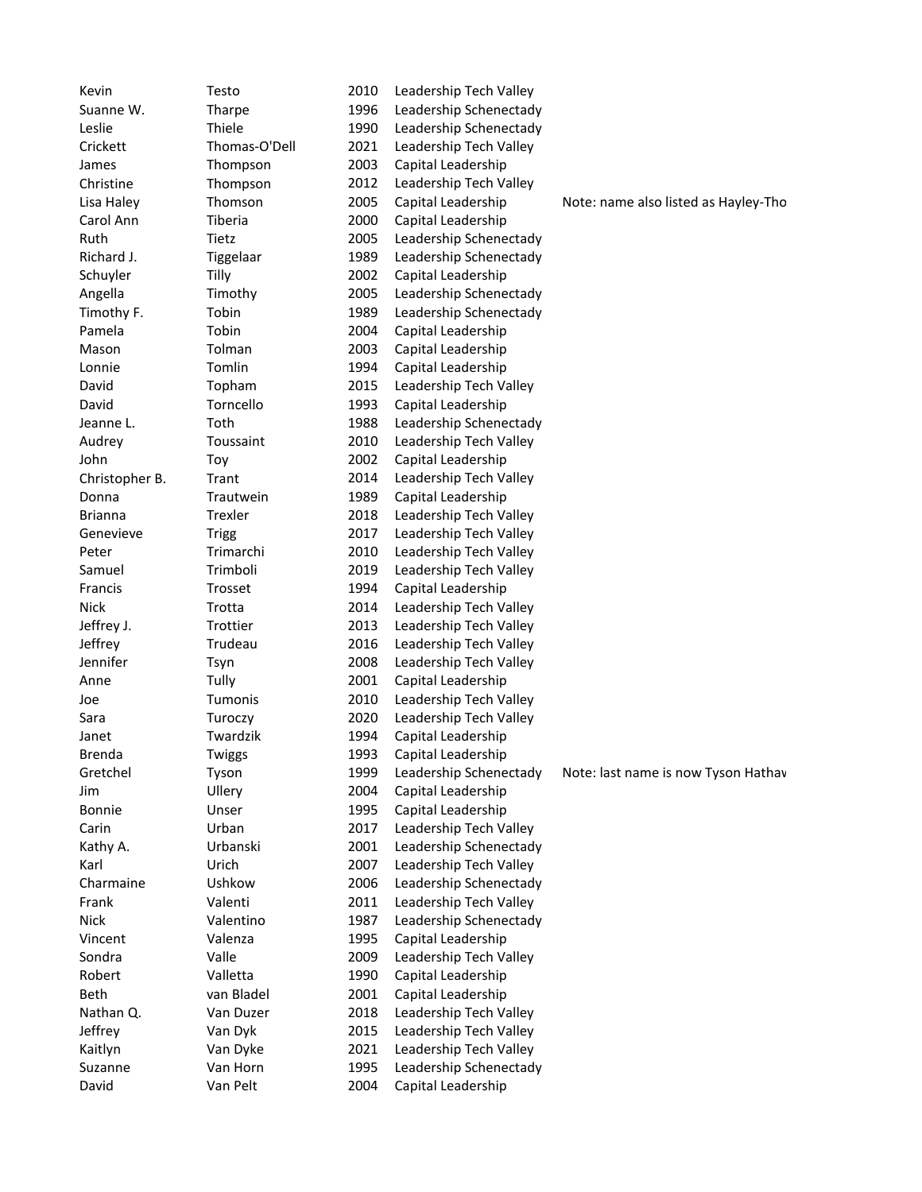| | | | | |
|---|---|---|---|---|
| Kevin | Testo | 2010 | Leadership Tech Valley | |
| Suanne W. | Tharpe | 1996 | Leadership Schenectady | |
| Leslie | Thiele | 1990 | Leadership Schenectady | |
| Crickett | Thomas-O'Dell | 2021 | Leadership Tech Valley | |
| James | Thompson | 2003 | Capital Leadership | |
| Christine | Thompson | 2012 | Leadership Tech Valley | |
| Lisa Haley | Thomson | 2005 | Capital Leadership | Note: name also listed as Hayley-Tho |
| Carol Ann | Tiberia | 2000 | Capital Leadership | |
| Ruth | Tietz | 2005 | Leadership Schenectady | |
| Richard J. | Tiggelaar | 1989 | Leadership Schenectady | |
| Schuyler | Tilly | 2002 | Capital Leadership | |
| Angella | Timothy | 2005 | Leadership Schenectady | |
| Timothy F. | Tobin | 1989 | Leadership Schenectady | |
| Pamela | Tobin | 2004 | Capital Leadership | |
| Mason | Tolman | 2003 | Capital Leadership | |
| Lonnie | Tomlin | 1994 | Capital Leadership | |
| David | Topham | 2015 | Leadership Tech Valley | |
| David | Torncello | 1993 | Capital Leadership | |
| Jeanne L. | Toth | 1988 | Leadership Schenectady | |
| Audrey | Toussaint | 2010 | Leadership Tech Valley | |
| John | Toy | 2002 | Capital Leadership | |
| Christopher B. | Trant | 2014 | Leadership Tech Valley | |
| Donna | Trautwein | 1989 | Capital Leadership | |
| Brianna | Trexler | 2018 | Leadership Tech Valley | |
| Genevieve | Trigg | 2017 | Leadership Tech Valley | |
| Peter | Trimarchi | 2010 | Leadership Tech Valley | |
| Samuel | Trimboli | 2019 | Leadership Tech Valley | |
| Francis | Trosset | 1994 | Capital Leadership | |
| Nick | Trotta | 2014 | Leadership Tech Valley | |
| Jeffrey J. | Trottier | 2013 | Leadership Tech Valley | |
| Jeffrey | Trudeau | 2016 | Leadership Tech Valley | |
| Jennifer | Tsyn | 2008 | Leadership Tech Valley | |
| Anne | Tully | 2001 | Capital Leadership | |
| Joe | Tumonis | 2010 | Leadership Tech Valley | |
| Sara | Turoczy | 2020 | Leadership Tech Valley | |
| Janet | Twardzik | 1994 | Capital Leadership | |
| Brenda | Twiggs | 1993 | Capital Leadership | |
| Gretchel | Tyson | 1999 | Leadership Schenectady | Note: last name is now Tyson Hathav |
| Jim | Ullery | 2004 | Capital Leadership | |
| Bonnie | Unser | 1995 | Capital Leadership | |
| Carin | Urban | 2017 | Leadership Tech Valley | |
| Kathy A. | Urbanski | 2001 | Leadership Schenectady | |
| Karl | Urich | 2007 | Leadership Tech Valley | |
| Charmaine | Ushkow | 2006 | Leadership Schenectady | |
| Frank | Valenti | 2011 | Leadership Tech Valley | |
| Nick | Valentino | 1987 | Leadership Schenectady | |
| Vincent | Valenza | 1995 | Capital Leadership | |
| Sondra | Valle | 2009 | Leadership Tech Valley | |
| Robert | Valletta | 1990 | Capital Leadership | |
| Beth | van Bladel | 2001 | Capital Leadership | |
| Nathan Q. | Van Duzer | 2018 | Leadership Tech Valley | |
| Jeffrey | Van Dyk | 2015 | Leadership Tech Valley | |
| Kaitlyn | Van Dyke | 2021 | Leadership Tech Valley | |
| Suzanne | Van Horn | 1995 | Leadership Schenectady | |
| David | Van Pelt | 2004 | Capital Leadership | |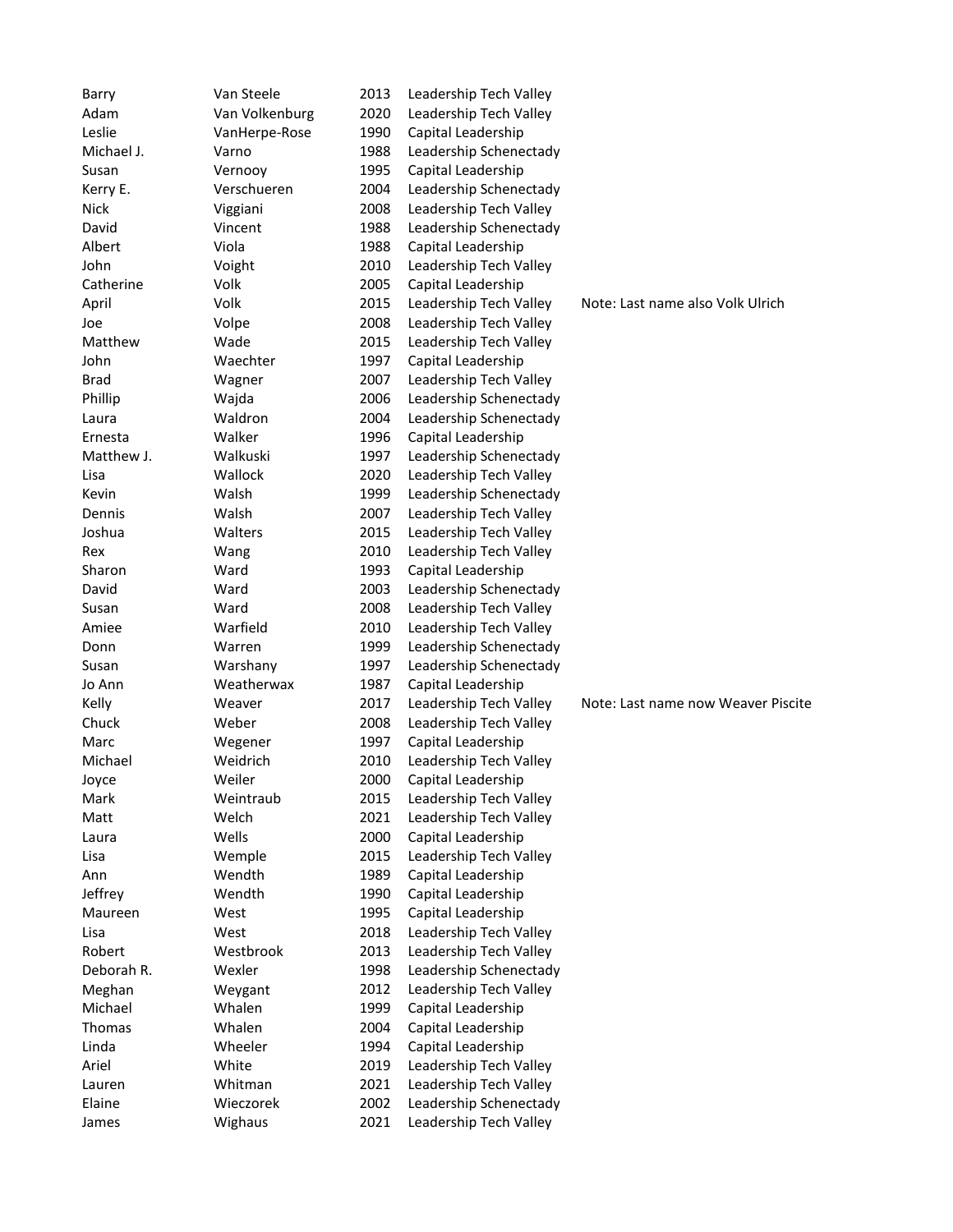| | | | | |
|---|---|---|---|---|
| Barry | Van Steele | 2013 | Leadership Tech Valley | |
| Adam | Van Volkenburg | 2020 | Leadership Tech Valley | |
| Leslie | VanHerpe-Rose | 1990 | Capital Leadership | |
| Michael J. | Varno | 1988 | Leadership Schenectady | |
| Susan | Vernooy | 1995 | Capital Leadership | |
| Kerry E. | Verschueren | 2004 | Leadership Schenectady | |
| Nick | Viggiani | 2008 | Leadership Tech Valley | |
| David | Vincent | 1988 | Leadership Schenectady | |
| Albert | Viola | 1988 | Capital Leadership | |
| John | Voight | 2010 | Leadership Tech Valley | |
| Catherine | Volk | 2005 | Capital Leadership | |
| April | Volk | 2015 | Leadership Tech Valley | Note: Last name also Volk Ulrich |
| Joe | Volpe | 2008 | Leadership Tech Valley | |
| Matthew | Wade | 2015 | Leadership Tech Valley | |
| John | Waechter | 1997 | Capital Leadership | |
| Brad | Wagner | 2007 | Leadership Tech Valley | |
| Phillip | Wajda | 2006 | Leadership Schenectady | |
| Laura | Waldron | 2004 | Leadership Schenectady | |
| Ernesta | Walker | 1996 | Capital Leadership | |
| Matthew J. | Walkuski | 1997 | Leadership Schenectady | |
| Lisa | Wallock | 2020 | Leadership Tech Valley | |
| Kevin | Walsh | 1999 | Leadership Schenectady | |
| Dennis | Walsh | 2007 | Leadership Tech Valley | |
| Joshua | Walters | 2015 | Leadership Tech Valley | |
| Rex | Wang | 2010 | Leadership Tech Valley | |
| Sharon | Ward | 1993 | Capital Leadership | |
| David | Ward | 2003 | Leadership Schenectady | |
| Susan | Ward | 2008 | Leadership Tech Valley | |
| Amiee | Warfield | 2010 | Leadership Tech Valley | |
| Donn | Warren | 1999 | Leadership Schenectady | |
| Susan | Warshany | 1997 | Leadership Schenectady | |
| Jo Ann | Weatherwax | 1987 | Capital Leadership | |
| Kelly | Weaver | 2017 | Leadership Tech Valley | Note: Last name now Weaver Piscite |
| Chuck | Weber | 2008 | Leadership Tech Valley | |
| Marc | Wegener | 1997 | Capital Leadership | |
| Michael | Weidrich | 2010 | Leadership Tech Valley | |
| Joyce | Weiler | 2000 | Capital Leadership | |
| Mark | Weintraub | 2015 | Leadership Tech Valley | |
| Matt | Welch | 2021 | Leadership Tech Valley | |
| Laura | Wells | 2000 | Capital Leadership | |
| Lisa | Wemple | 2015 | Leadership Tech Valley | |
| Ann | Wendth | 1989 | Capital Leadership | |
| Jeffrey | Wendth | 1990 | Capital Leadership | |
| Maureen | West | 1995 | Capital Leadership | |
| Lisa | West | 2018 | Leadership Tech Valley | |
| Robert | Westbrook | 2013 | Leadership Tech Valley | |
| Deborah R. | Wexler | 1998 | Leadership Schenectady | |
| Meghan | Weygant | 2012 | Leadership Tech Valley | |
| Michael | Whalen | 1999 | Capital Leadership | |
| Thomas | Whalen | 2004 | Capital Leadership | |
| Linda | Wheeler | 1994 | Capital Leadership | |
| Ariel | White | 2019 | Leadership Tech Valley | |
| Lauren | Whitman | 2021 | Leadership Tech Valley | |
| Elaine | Wieczorek | 2002 | Leadership Schenectady | |
| James | Wighaus | 2021 | Leadership Tech Valley | |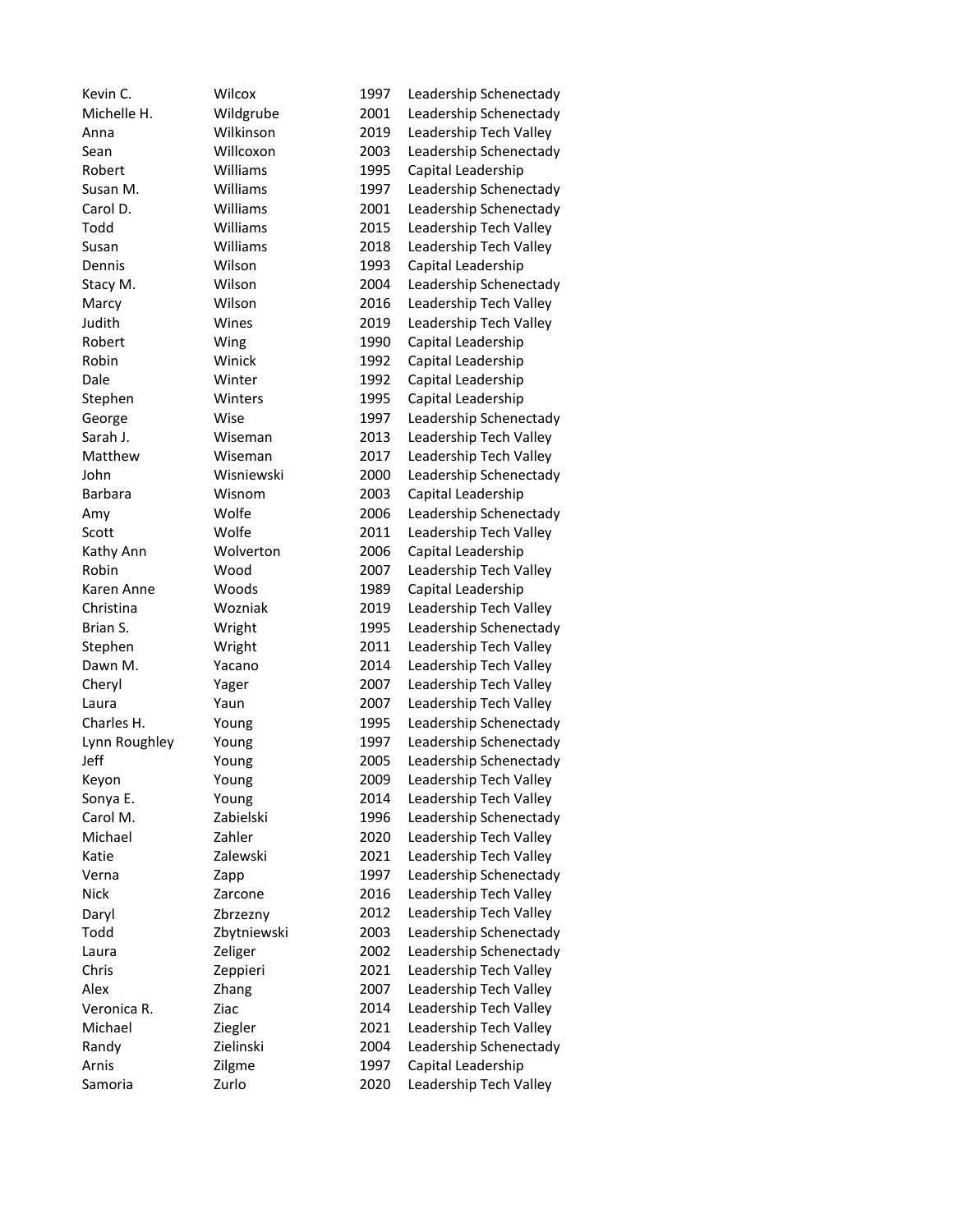| | | | |
|---|---|---|---|
| Kevin C. | Wilcox | 1997 | Leadership Schenectady |
| Michelle H. | Wildgrube | 2001 | Leadership Schenectady |
| Anna | Wilkinson | 2019 | Leadership Tech Valley |
| Sean | Willcoxon | 2003 | Leadership Schenectady |
| Robert | Williams | 1995 | Capital Leadership |
| Susan M. | Williams | 1997 | Leadership Schenectady |
| Carol D. | Williams | 2001 | Leadership Schenectady |
| Todd | Williams | 2015 | Leadership Tech Valley |
| Susan | Williams | 2018 | Leadership Tech Valley |
| Dennis | Wilson | 1993 | Capital Leadership |
| Stacy M. | Wilson | 2004 | Leadership Schenectady |
| Marcy | Wilson | 2016 | Leadership Tech Valley |
| Judith | Wines | 2019 | Leadership Tech Valley |
| Robert | Wing | 1990 | Capital Leadership |
| Robin | Winick | 1992 | Capital Leadership |
| Dale | Winter | 1992 | Capital Leadership |
| Stephen | Winters | 1995 | Capital Leadership |
| George | Wise | 1997 | Leadership Schenectady |
| Sarah J. | Wiseman | 2013 | Leadership Tech Valley |
| Matthew | Wiseman | 2017 | Leadership Tech Valley |
| John | Wisniewski | 2000 | Leadership Schenectady |
| Barbara | Wisnom | 2003 | Capital Leadership |
| Amy | Wolfe | 2006 | Leadership Schenectady |
| Scott | Wolfe | 2011 | Leadership Tech Valley |
| Kathy Ann | Wolverton | 2006 | Capital Leadership |
| Robin | Wood | 2007 | Leadership Tech Valley |
| Karen Anne | Woods | 1989 | Capital Leadership |
| Christina | Wozniak | 2019 | Leadership Tech Valley |
| Brian S. | Wright | 1995 | Leadership Schenectady |
| Stephen | Wright | 2011 | Leadership Tech Valley |
| Dawn M. | Yacano | 2014 | Leadership Tech Valley |
| Cheryl | Yager | 2007 | Leadership Tech Valley |
| Laura | Yaun | 2007 | Leadership Tech Valley |
| Charles H. | Young | 1995 | Leadership Schenectady |
| Lynn Roughley | Young | 1997 | Leadership Schenectady |
| Jeff | Young | 2005 | Leadership Schenectady |
| Keyon | Young | 2009 | Leadership Tech Valley |
| Sonya E. | Young | 2014 | Leadership Tech Valley |
| Carol M. | Zabielski | 1996 | Leadership Schenectady |
| Michael | Zahler | 2020 | Leadership Tech Valley |
| Katie | Zalewski | 2021 | Leadership Tech Valley |
| Verna | Zapp | 1997 | Leadership Schenectady |
| Nick | Zarcone | 2016 | Leadership Tech Valley |
| Daryl | Zbrzezny | 2012 | Leadership Tech Valley |
| Todd | Zbytniewski | 2003 | Leadership Schenectady |
| Laura | Zeliger | 2002 | Leadership Schenectady |
| Chris | Zeppieri | 2021 | Leadership Tech Valley |
| Alex | Zhang | 2007 | Leadership Tech Valley |
| Veronica R. | Ziac | 2014 | Leadership Tech Valley |
| Michael | Ziegler | 2021 | Leadership Tech Valley |
| Randy | Zielinski | 2004 | Leadership Schenectady |
| Arnis | Zilgme | 1997 | Capital Leadership |
| Samoria | Zurlo | 2020 | Leadership Tech Valley |